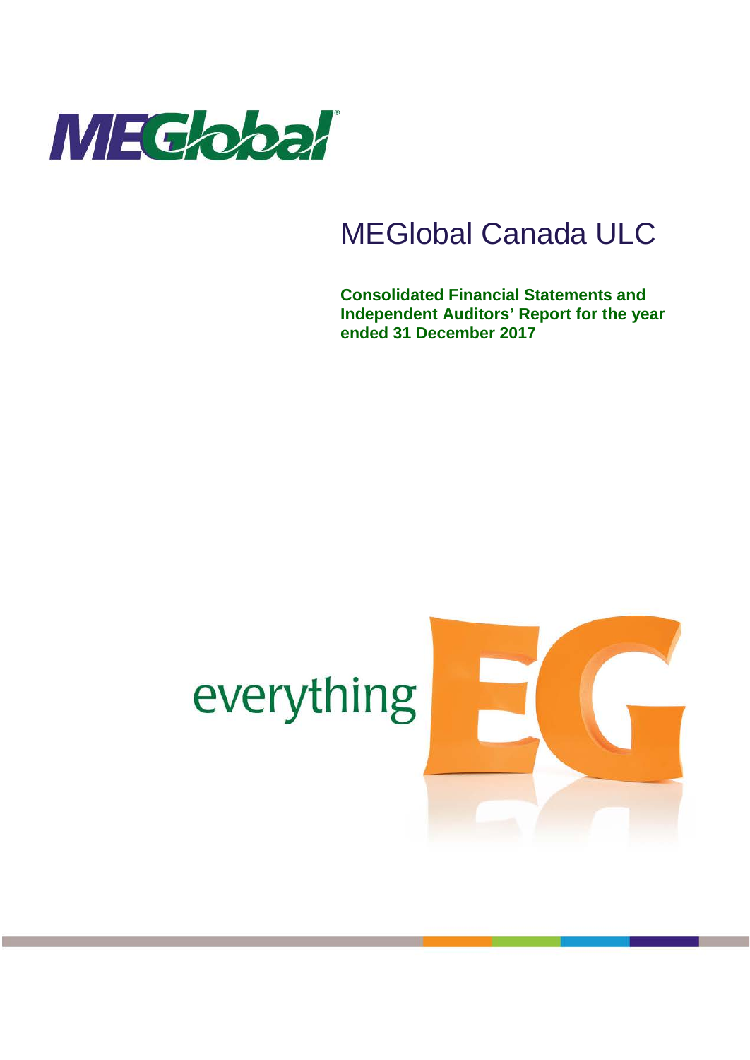MEGlobal

# MEGlobal Canada ULC

**Consolidated Financial Statements and Independent Auditors' Report for the year ended 31 December 2017**

everything EG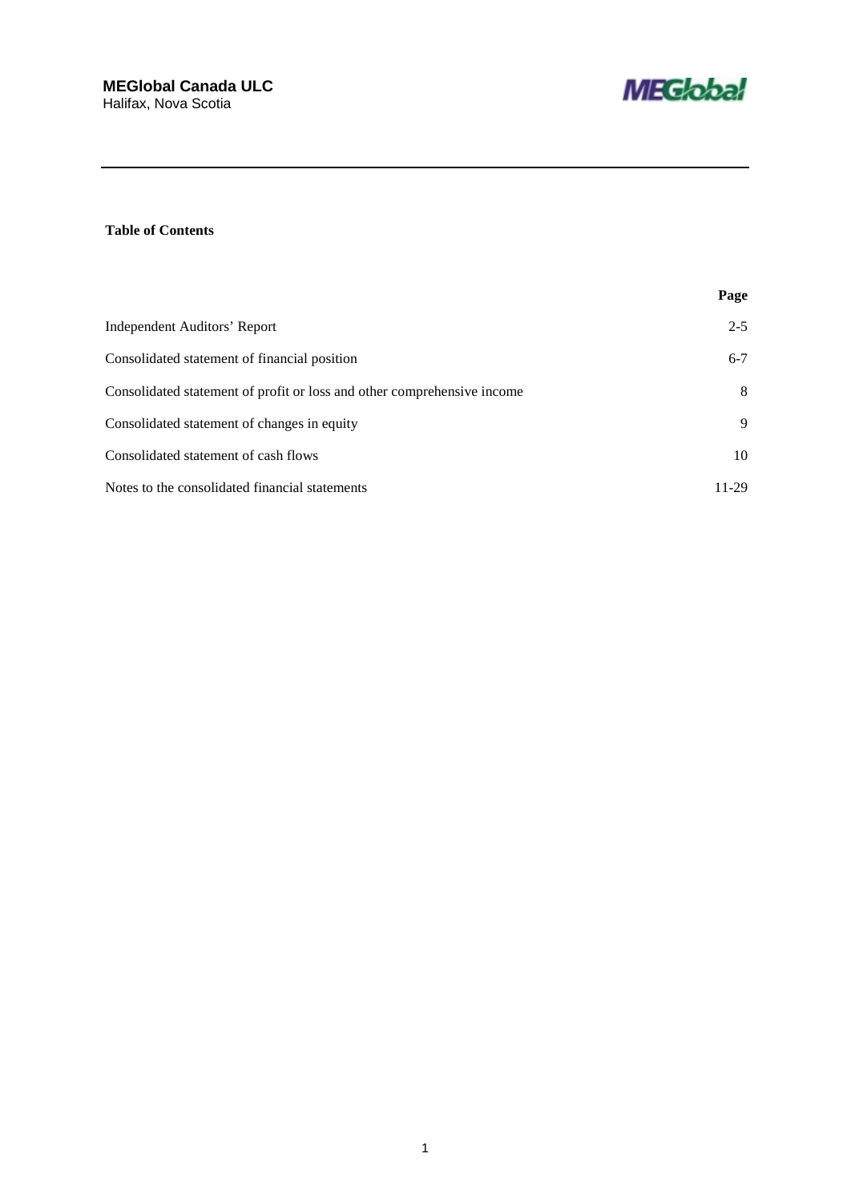**MEGlobal Canada ULC**
Halifax, Nova Scotia

**Table of Contents**

| | Page |
|---|---|
| Independent Auditors' Report | 2-5 |
| Consolidated statement of financial position | 6-7 |
| Consolidated statement of profit or loss and other comprehensive income | 8 |
| Consolidated statement of changes in equity | 9 |
| Consolidated statement of cash flows | 10 |
| Notes to the consolidated financial statements | 11-29 |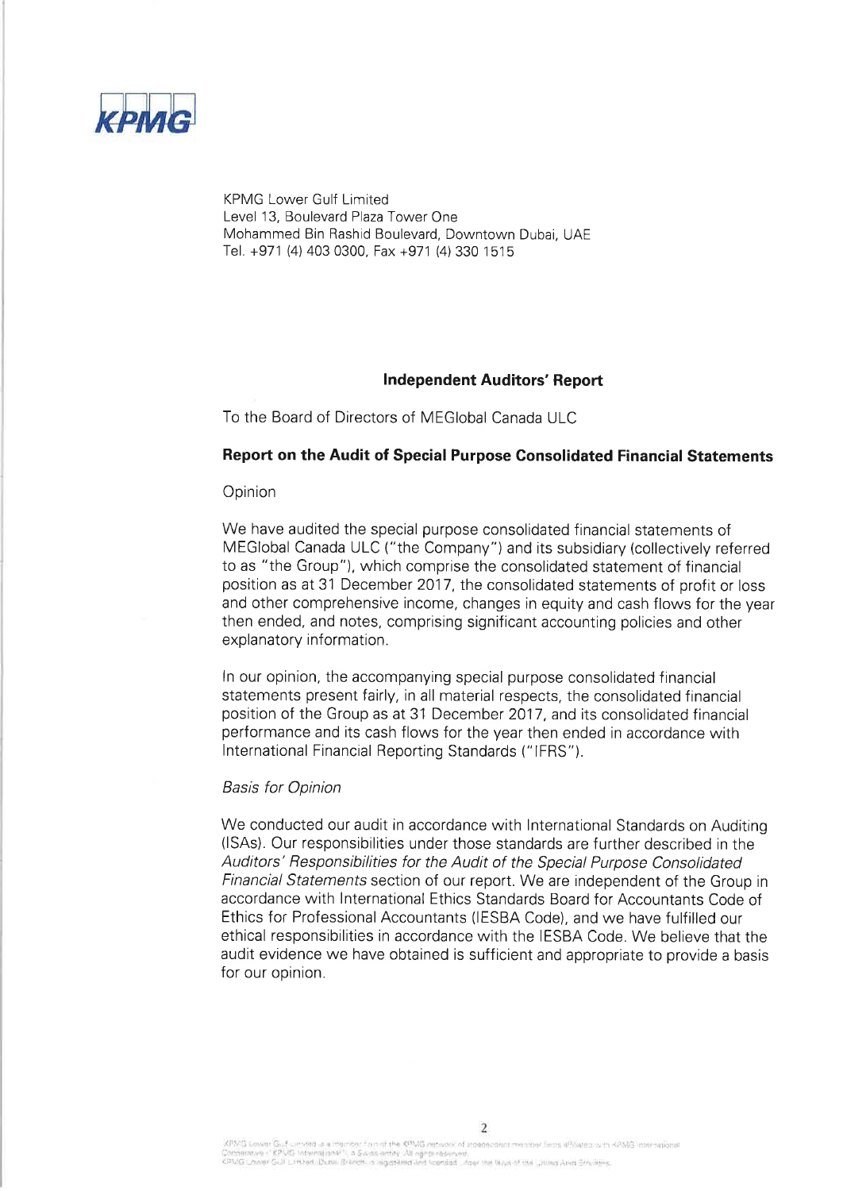KPMG Lower Gulf Limited
Level 13, Boulevard Plaza Tower One
Mohammed Bin Rashid Boulevard, Downtown Dubai, UAE
Tel. +971 (4) 403 0300, Fax +971 (4) 330 1515

## Independent Auditors' Report

To the Board of Directors of MEGlobal Canada ULC

### Report on the Audit of Special Purpose Consolidated Financial Statements

Opinion

We have audited the special purpose consolidated financial statements of MEGlobal Canada ULC ("the Company") and its subsidiary (collectively referred to as "the Group"), which comprise the consolidated statement of financial position as at 31 December 2017, the consolidated statements of profit or loss and other comprehensive income, changes in equity and cash flows for the year then ended, and notes, comprising significant accounting policies and other explanatory information.

In our opinion, the accompanying special purpose consolidated financial statements present fairly, in all material respects, the consolidated financial position of the Group as at 31 December 2017, and its consolidated financial performance and its cash flows for the year then ended in accordance with International Financial Reporting Standards ("IFRS").

*Basis for Opinion*

We conducted our audit in accordance with International Standards on Auditing (ISAs). Our responsibilities under those standards are further described in the *Auditors' Responsibilities for the Audit of the Special Purpose Consolidated Financial Statements* section of our report. We are independent of the Group in accordance with International Ethics Standards Board for Accountants Code of Ethics for Professional Accountants (IESBA Code), and we have fulfilled our ethical responsibilities in accordance with the IESBA Code. We believe that the audit evidence we have obtained is sufficient and appropriate to provide a basis for our opinion.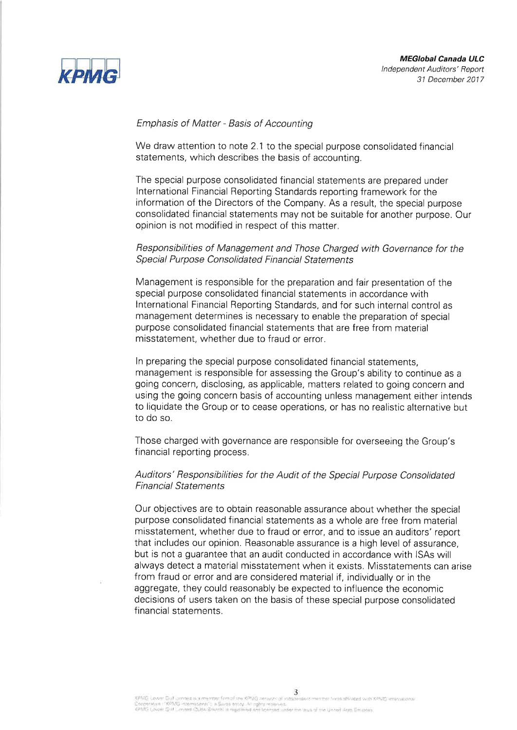*Emphasis of Matter - Basis of Accounting*

We draw attention to note 2.1 to the special purpose consolidated financial statements, which describes the basis of accounting.

The special purpose consolidated financial statements are prepared under International Financial Reporting Standards reporting framework for the information of the Directors of the Company. As a result, the special purpose consolidated financial statements may not be suitable for another purpose. Our opinion is not modified in respect of this matter.

*Responsibilities of Management and Those Charged with Governance for the Special Purpose Consolidated Financial Statements*

Management is responsible for the preparation and fair presentation of the special purpose consolidated financial statements in accordance with International Financial Reporting Standards, and for such internal control as management determines is necessary to enable the preparation of special purpose consolidated financial statements that are free from material misstatement, whether due to fraud or error.

In preparing the special purpose consolidated financial statements, management is responsible for assessing the Group's ability to continue as a going concern, disclosing, as applicable, matters related to going concern and using the going concern basis of accounting unless management either intends to liquidate the Group or to cease operations, or has no realistic alternative but to do so.

Those charged with governance are responsible for overseeing the Group's financial reporting process.

*Auditors' Responsibilities for the Audit of the Special Purpose Consolidated Financial Statements*

Our objectives are to obtain reasonable assurance about whether the special purpose consolidated financial statements as a whole are free from material misstatement, whether due to fraud or error, and to issue an auditors' report that includes our opinion. Reasonable assurance is a high level of assurance, but is not a guarantee that an audit conducted in accordance with ISAs will always detect a material misstatement when it exists. Misstatements can arise from fraud or error and are considered material if, individually or in the aggregate, they could reasonably be expected to influence the economic decisions of users taken on the basis of these special purpose consolidated financial statements.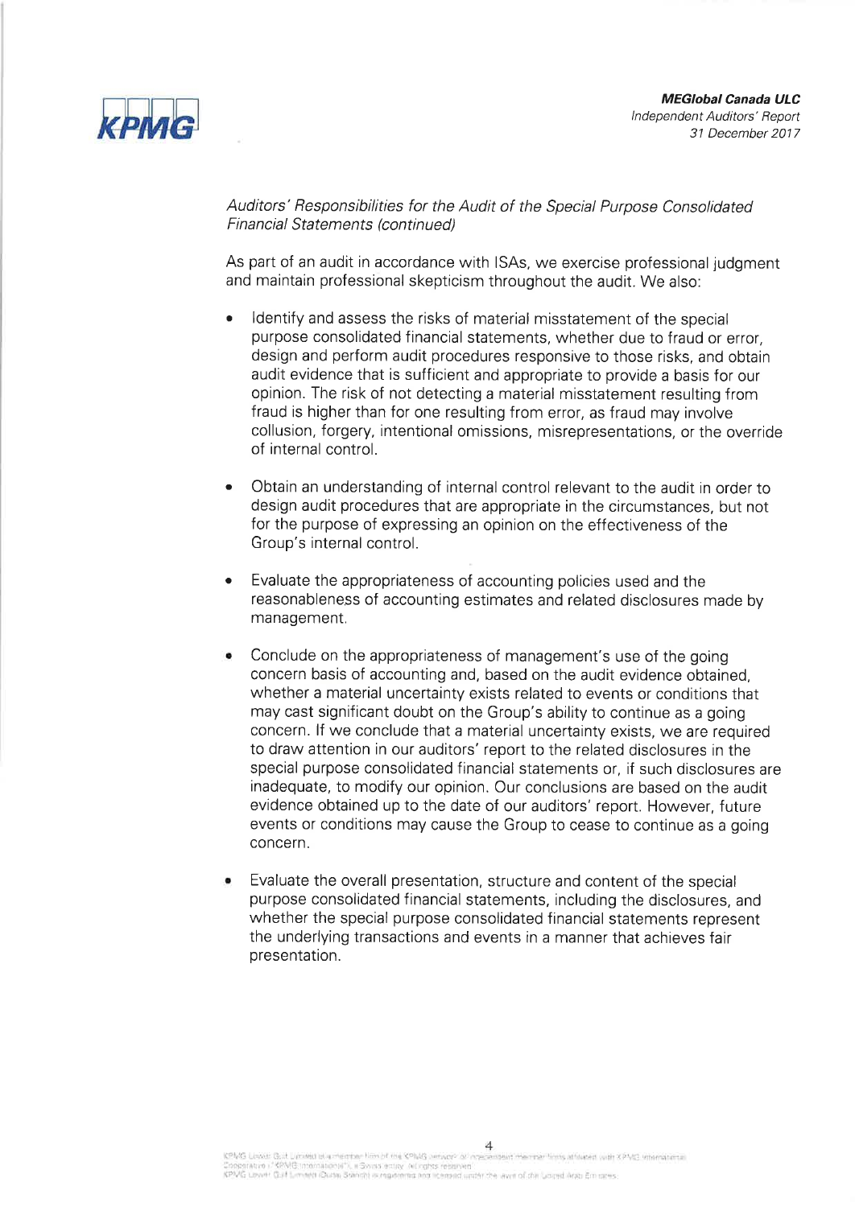*Auditors' Responsibilities for the Audit of the Special Purpose Consolidated Financial Statements (continued)*

As part of an audit in accordance with ISAs, we exercise professional judgment and maintain professional skepticism throughout the audit. We also:

- Identify and assess the risks of material misstatement of the special purpose consolidated financial statements, whether due to fraud or error, design and perform audit procedures responsive to those risks, and obtain audit evidence that is sufficient and appropriate to provide a basis for our opinion. The risk of not detecting a material misstatement resulting from fraud is higher than for one resulting from error, as fraud may involve collusion, forgery, intentional omissions, misrepresentations, or the override of internal control.

- Obtain an understanding of internal control relevant to the audit in order to design audit procedures that are appropriate in the circumstances, but not for the purpose of expressing an opinion on the effectiveness of the Group's internal control.

- Evaluate the appropriateness of accounting policies used and the reasonableness of accounting estimates and related disclosures made by management.

- Conclude on the appropriateness of management's use of the going concern basis of accounting and, based on the audit evidence obtained, whether a material uncertainty exists related to events or conditions that may cast significant doubt on the Group's ability to continue as a going concern. If we conclude that a material uncertainty exists, we are required to draw attention in our auditors' report to the related disclosures in the special purpose consolidated financial statements or, if such disclosures are inadequate, to modify our opinion. Our conclusions are based on the audit evidence obtained up to the date of our auditors' report. However, future events or conditions may cause the Group to cease to continue as a going concern.

- Evaluate the overall presentation, structure and content of the special purpose consolidated financial statements, including the disclosures, and whether the special purpose consolidated financial statements represent the underlying transactions and events in a manner that achieves fair presentation.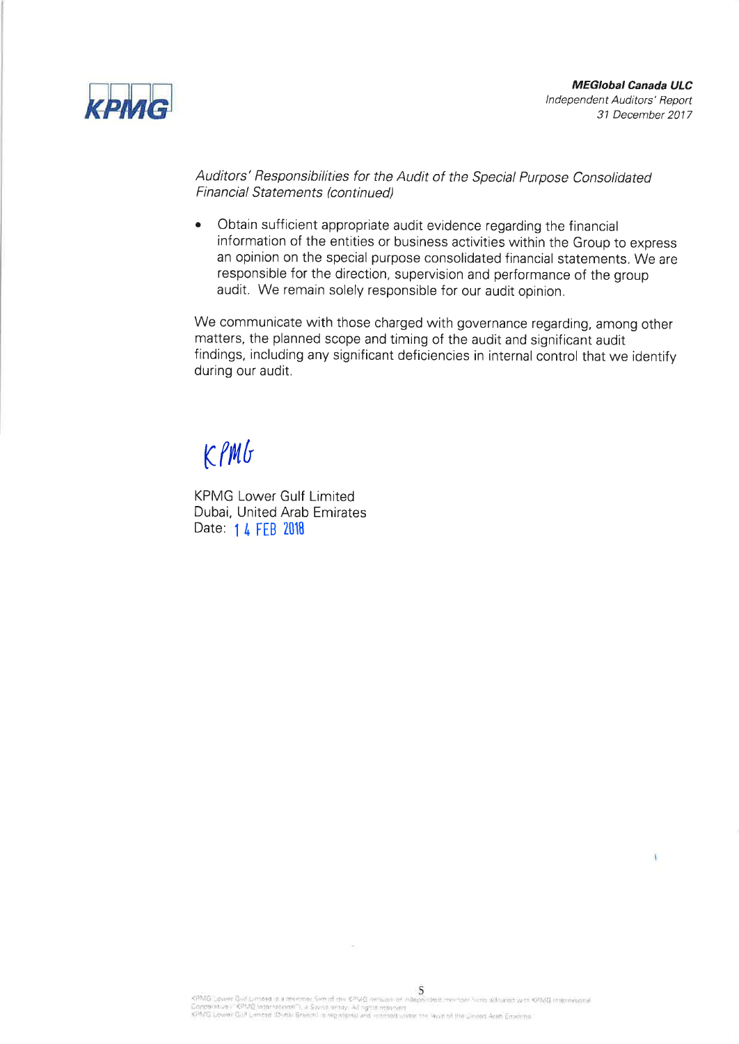*Auditors' Responsibilities for the Audit of the Special Purpose Consolidated Financial Statements (continued)*

- Obtain sufficient appropriate audit evidence regarding the financial information of the entities or business activities within the Group to express an opinion on the special purpose consolidated financial statements. We are responsible for the direction, supervision and performance of the group audit. We remain solely responsible for our audit opinion.

We communicate with those charged with governance regarding, among other matters, the planned scope and timing of the audit and significant audit findings, including any significant deficiencies in internal control that we identify during our audit.

KPMG

KPMG Lower Gulf Limited
Dubai, United Arab Emirates
Date: 14 FEB 2018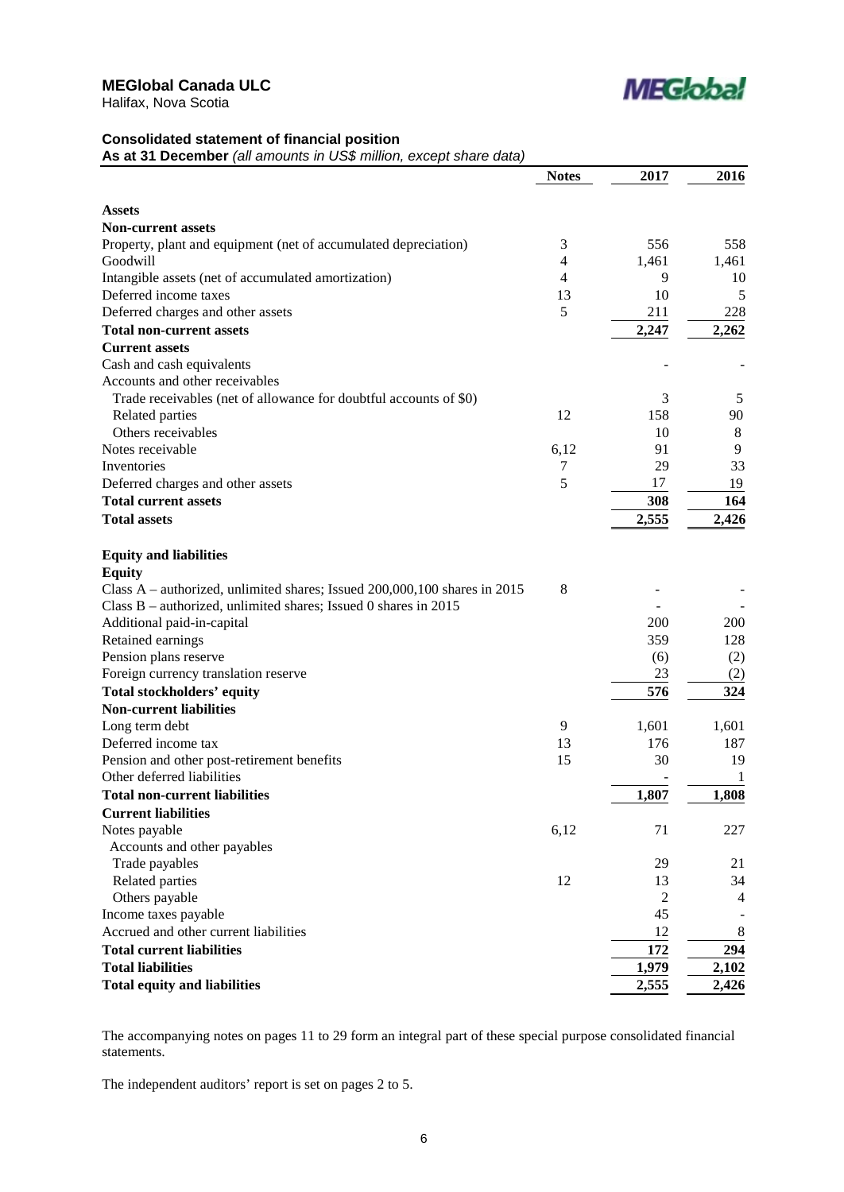**MEGlobal Canada ULC**
Halifax, Nova Scotia

### Consolidated statement of financial position

**As at 31 December** *(all amounts in US$ million, except share data)*

| | Notes | 2017 | 2016 |
|---|---|---|---|
| **Assets** | | | |
| **Non-current assets** | | | |
| Property, plant and equipment (net of accumulated depreciation) | 3 | 556 | 558 |
| Goodwill | 4 | 1,461 | 1,461 |
| Intangible assets (net of accumulated amortization) | 4 | 9 | 10 |
| Deferred income taxes | 13 | 10 | 5 |
| Deferred charges and other assets | 5 | 211 | 228 |
| **Total non-current assets** | | **2,247** | **2,262** |
| **Current assets** | | | |
| Cash and cash equivalents | | - | - |
| Accounts and other receivables | | | |
| Trade receivables (net of allowance for doubtful accounts of $0) | | 3 | 5 |
| Related parties | 12 | 158 | 90 |
| Others receivables | | 10 | 8 |
| Notes receivable | 6,12 | 91 | 9 |
| Inventories | 7 | 29 | 33 |
| Deferred charges and other assets | 5 | 17 | 19 |
| **Total current assets** | | **308** | **164** |
| **Total assets** | | **2,555** | **2,426** |
| **Equity and liabilities** | | | |
| **Equity** | | | |
| Class A – authorized, unlimited shares; Issued 200,000,100 shares in 2015 | 8 | - | - |
| Class B – authorized, unlimited shares; Issued 0 shares in 2015 | | - | - |
| Additional paid-in-capital | | 200 | 200 |
| Retained earnings | | 359 | 128 |
| Pension plans reserve | | (6) | (2) |
| Foreign currency translation reserve | | 23 | (2) |
| **Total stockholders' equity** | | **576** | **324** |
| **Non-current liabilities** | | | |
| Long term debt | 9 | 1,601 | 1,601 |
| Deferred income tax | 13 | 176 | 187 |
| Pension and other post-retirement benefits | 15 | 30 | 19 |
| Other deferred liabilities | | - | 1 |
| **Total non-current liabilities** | | **1,807** | **1,808** |
| **Current liabilities** | | | |
| Notes payable | 6,12 | 71 | 227 |
| Accounts and other payables | | | |
| Trade payables | | 29 | 21 |
| Related parties | 12 | 13 | 34 |
| Others payable | | 2 | 4 |
| Income taxes payable | | 45 | - |
| Accrued and other current liabilities | | 12 | 8 |
| **Total current liabilities** | | **172** | **294** |
| **Total liabilities** | | **1,979** | **2,102** |
| **Total equity and liabilities** | | **2,555** | **2,426** |

The accompanying notes on pages 11 to 29 form an integral part of these special purpose consolidated financial statements.

The independent auditors' report is set on pages 2 to 5.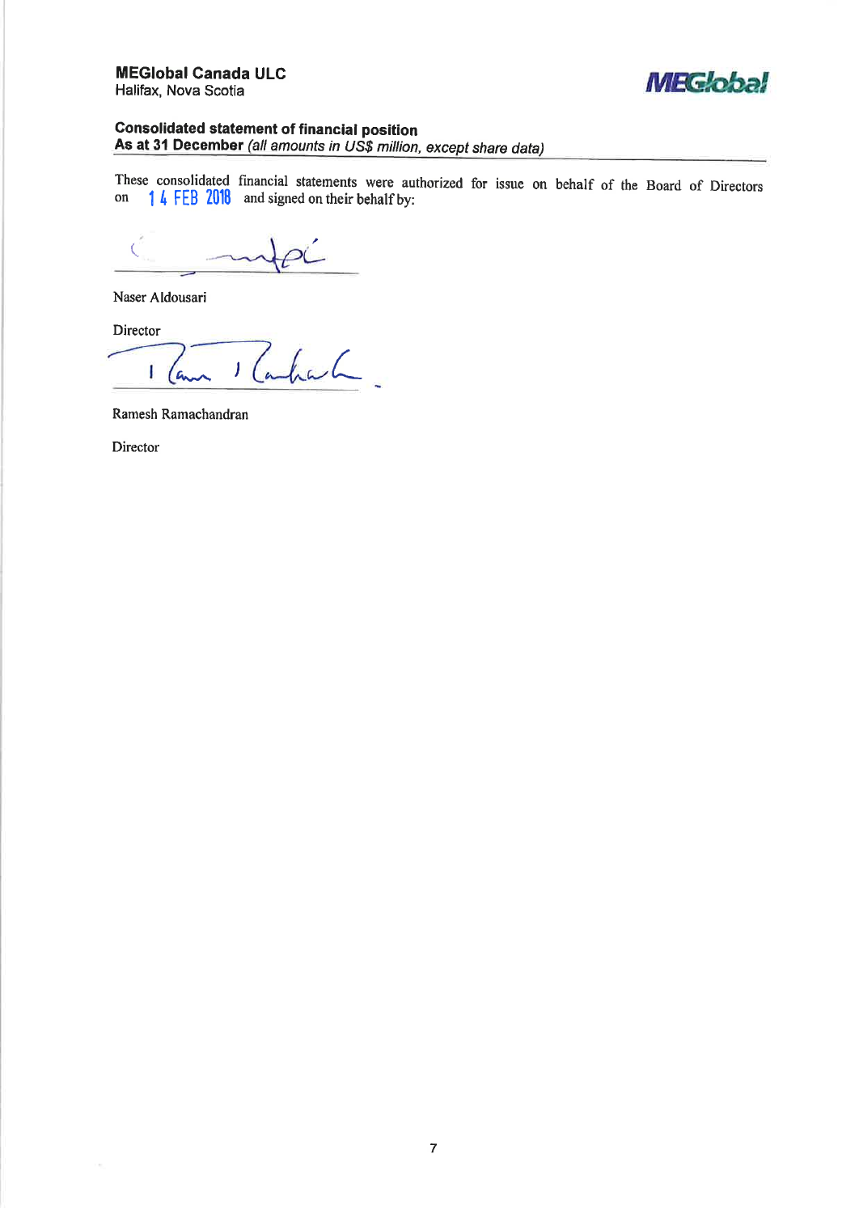**MEGlobal Canada ULC**
Halifax, Nova Scotia

**Consolidated statement of financial position**
**As at 31 December** *(all amounts in US$ million, except share data)*

These consolidated financial statements were authorized for issue on behalf of the Board of Directors on 14 FEB 2018 and signed on their behalf by:

Naser Aldousari

Director

Ramesh Ramachandran

Director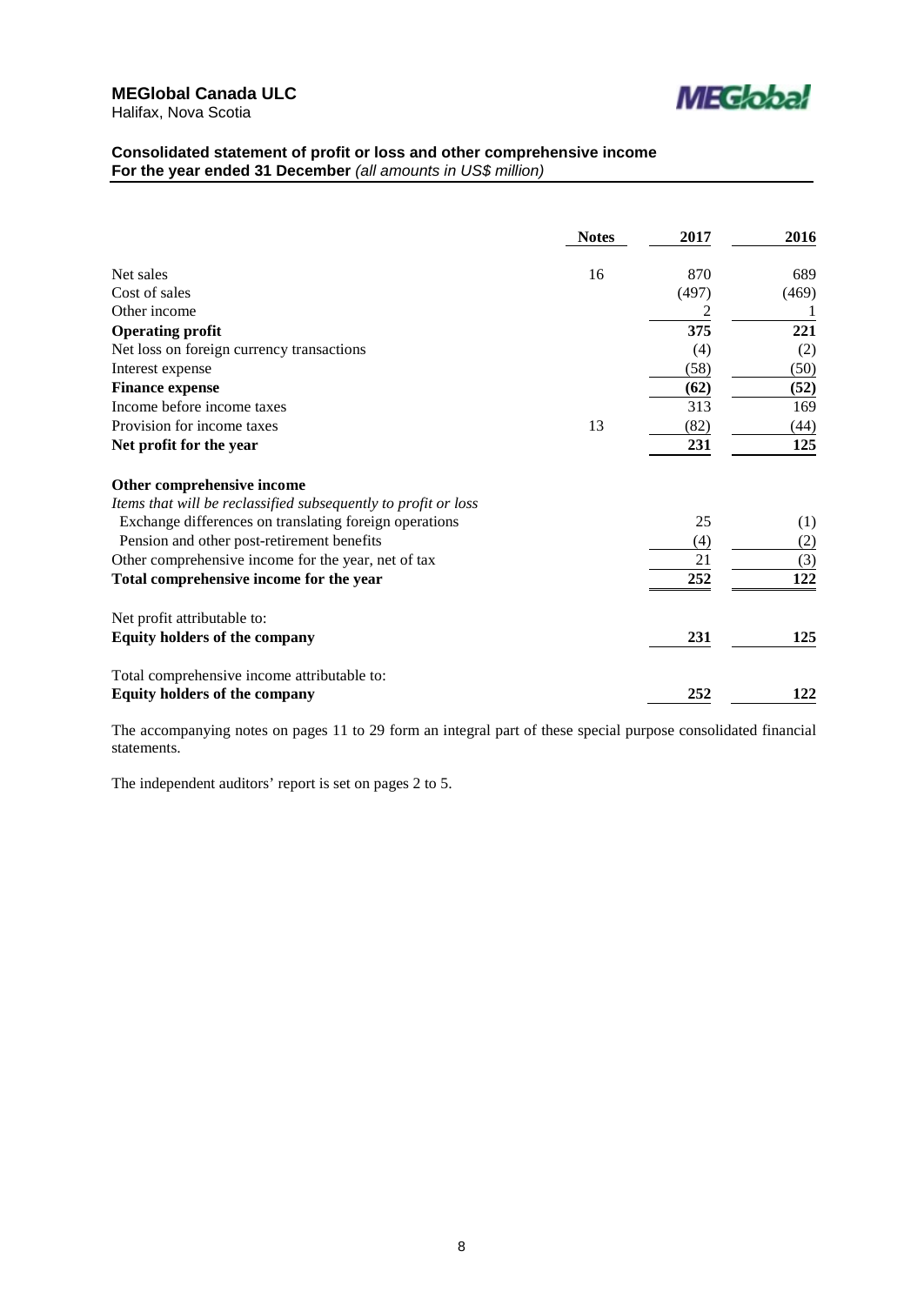**MEGlobal Canada ULC**
Halifax, Nova Scotia

### Consolidated statement of profit or loss and other comprehensive income
**For the year ended 31 December** *(all amounts in US$ million)*

| | Notes | 2017 | 2016 |
|---|---|---|---|
| Net sales | 16 | 870 | 689 |
| Cost of sales | | (497) | (469) |
| Other income | | 2 | 1 |
| **Operating profit** | | **375** | **221** |
| Net loss on foreign currency transactions | | (4) | (2) |
| Interest expense | | (58) | (50) |
| **Finance expense** | | **(62)** | **(52)** |
| Income before income taxes | | 313 | 169 |
| Provision for income taxes | 13 | (82) | (44) |
| **Net profit for the year** | | **231** | **125** |
| | | | |
| **Other comprehensive income** | | | |
| *Items that will be reclassified subsequently to profit or loss* | | | |
| Exchange differences on translating foreign operations | | 25 | (1) |
| Pension and other post-retirement benefits | | (4) | (2) |
| Other comprehensive income for the year, net of tax | | 21 | (3) |
| **Total comprehensive income for the year** | | **252** | **122** |
| | | | |
| Net profit attributable to: | | | |
| **Equity holders of the company** | | **231** | **125** |
| | | | |
| Total comprehensive income attributable to: | | | |
| **Equity holders of the company** | | **252** | **122** |

The accompanying notes on pages 11 to 29 form an integral part of these special purpose consolidated financial statements.

The independent auditors' report is set on pages 2 to 5.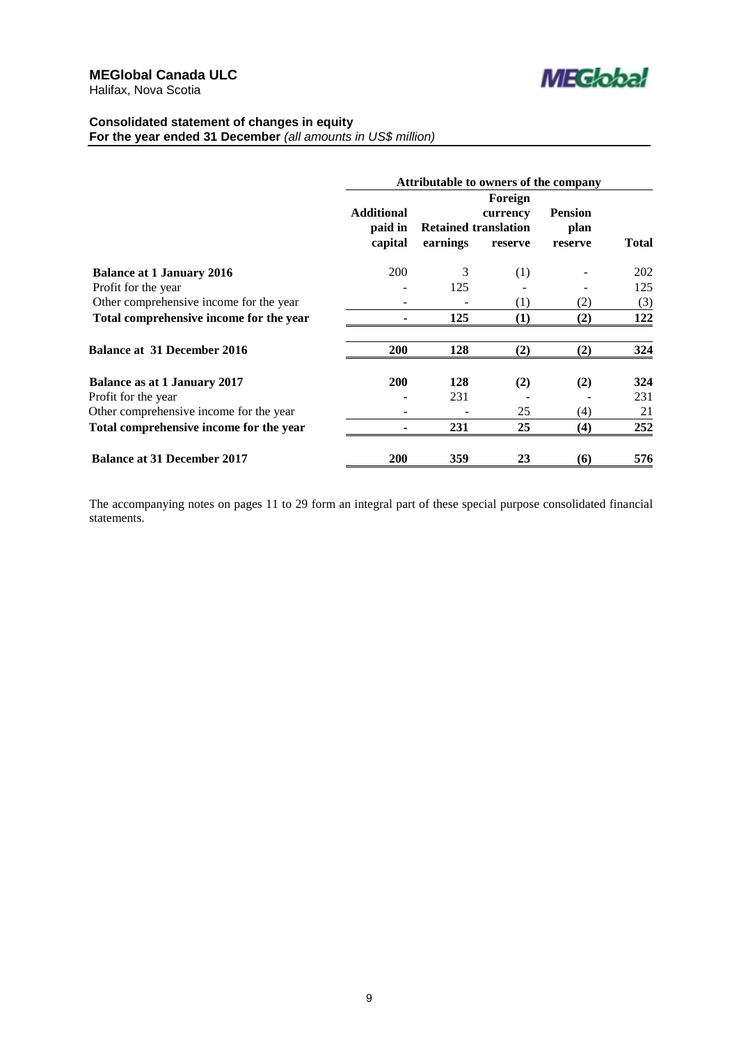**MEGlobal Canada ULC**
Halifax, Nova Scotia

**Consolidated statement of changes in equity**
**For the year ended 31 December** *(all amounts in US$ million)*

| | Attributable to owners of the company | | | | |
|---|---|---|---|---|---|
| | **Additional paid in capital** | **Retained earnings** | **Foreign currency translation reserve** | **Pension plan reserve** | **Total** |
| **Balance at 1 January 2016** | 200 | 3 | (1) | - | 202 |
| Profit for the year | - | 125 | - | - | 125 |
| Other comprehensive income for the year | - | - | (1) | (2) | (3) |
| **Total comprehensive income for the year** | **-** | **125** | **(1)** | **(2)** | **122** |
| **Balance at 31 December 2016** | **200** | **128** | **(2)** | **(2)** | **324** |
| **Balance as at 1 January 2017** | **200** | **128** | **(2)** | **(2)** | **324** |
| Profit for the year | - | 231 | - | - | 231 |
| Other comprehensive income for the year | - | - | 25 | (4) | 21 |
| **Total comprehensive income for the year** | **-** | **231** | **25** | **(4)** | **252** |
| **Balance at 31 December 2017** | **200** | **359** | **23** | **(6)** | **576** |

The accompanying notes on pages 11 to 29 form an integral part of these special purpose consolidated financial statements.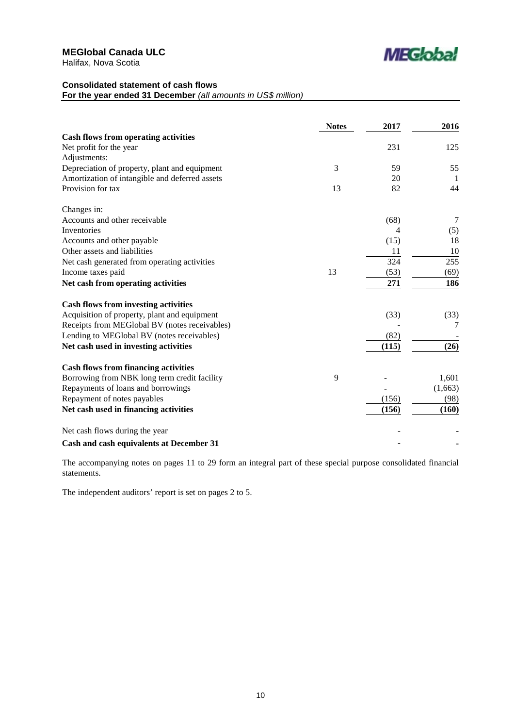**MEGlobal Canada ULC**
Halifax, Nova Scotia

**Consolidated statement of cash flows**
**For the year ended 31 December** *(all amounts in US$ million)*

| | Notes | 2017 | 2016 |
|---|---|---|---|
| **Cash flows from operating activities** | | | |
| Net profit for the year | | 231 | 125 |
| Adjustments: | | | |
| Depreciation of property, plant and equipment | 3 | 59 | 55 |
| Amortization of intangible and deferred assets | | 20 | 1 |
| Provision for tax | 13 | 82 | 44 |
| Changes in: | | | |
| Accounts and other receivable | | (68) | 7 |
| Inventories | | 4 | (5) |
| Accounts and other payable | | (15) | 18 |
| Other assets and liabilities | | 11 | 10 |
| Net cash generated from operating activities | | 324 | 255 |
| Income taxes paid | 13 | (53) | (69) |
| **Net cash from operating activities** | | **271** | **186** |
| **Cash flows from investing activities** | | | |
| Acquisition of property, plant and equipment | | (33) | (33) |
| Receipts from MEGlobal BV (notes receivables) | | - | 7 |
| Lending to MEGlobal BV (notes receivables) | | (82) | - |
| **Net cash used in investing activities** | | **(115)** | **(26)** |
| **Cash flows from financing activities** | | | |
| Borrowing from NBK long term credit facility | 9 | - | 1,601 |
| Repayments of loans and borrowings | | - | (1,663) |
| Repayment of notes payables | | (156) | (98) |
| **Net cash used in financing activities** | | **(156)** | **(160)** |
| Net cash flows during the year | | - | - |
| **Cash and cash equivalents at December 31** | | - | - |

The accompanying notes on pages 11 to 29 form an integral part of these special purpose consolidated financial statements.

The independent auditors' report is set on pages 2 to 5.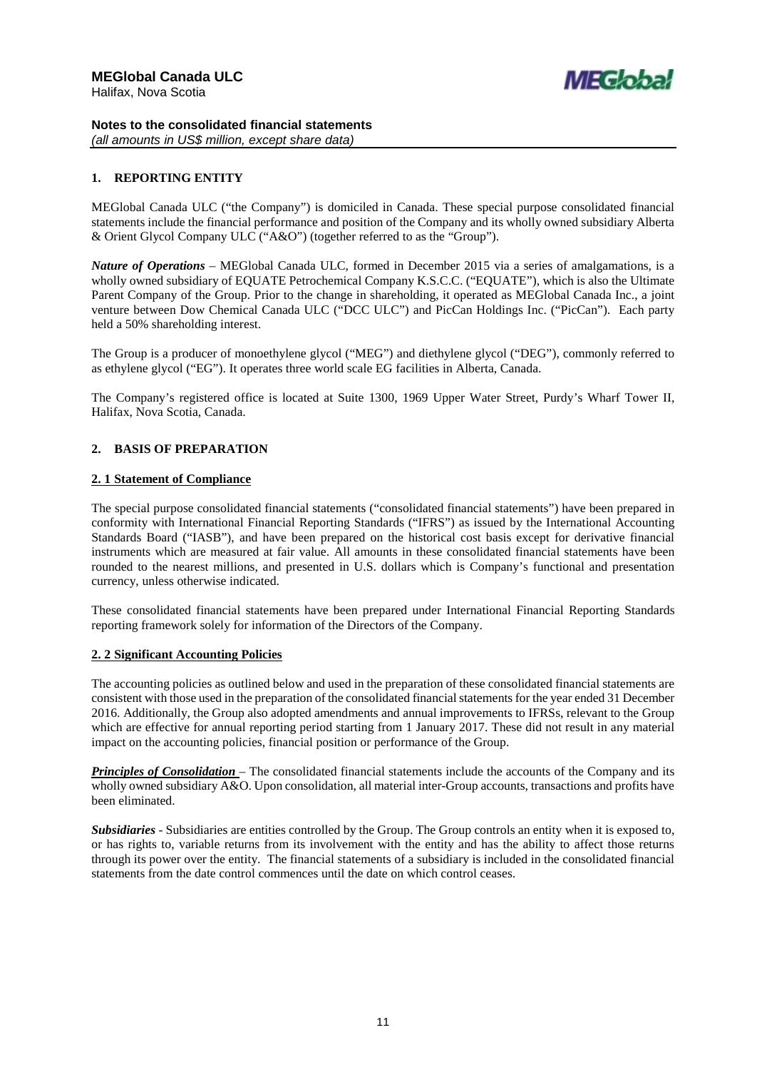## 1. REPORTING ENTITY

MEGlobal Canada ULC ("the Company") is domiciled in Canada. These special purpose consolidated financial statements include the financial performance and position of the Company and its wholly owned subsidiary Alberta & Orient Glycol Company ULC ("A&O") (together referred to as the "Group").

***Nature of Operations*** – MEGlobal Canada ULC, formed in December 2015 via a series of amalgamations, is a wholly owned subsidiary of EQUATE Petrochemical Company K.S.C.C. ("EQUATE"), which is also the Ultimate Parent Company of the Group. Prior to the change in shareholding, it operated as MEGlobal Canada Inc., a joint venture between Dow Chemical Canada ULC ("DCC ULC") and PicCan Holdings Inc. ("PicCan"). Each party held a 50% shareholding interest.

The Group is a producer of monoethylene glycol ("MEG") and diethylene glycol ("DEG"), commonly referred to as ethylene glycol ("EG"). It operates three world scale EG facilities in Alberta, Canada.

The Company's registered office is located at Suite 1300, 1969 Upper Water Street, Purdy's Wharf Tower II, Halifax, Nova Scotia, Canada.

## 2. BASIS OF PREPARATION

### 2. 1 Statement of Compliance

The special purpose consolidated financial statements ("consolidated financial statements") have been prepared in conformity with International Financial Reporting Standards ("IFRS") as issued by the International Accounting Standards Board ("IASB"), and have been prepared on the historical cost basis except for derivative financial instruments which are measured at fair value. All amounts in these consolidated financial statements have been rounded to the nearest millions, and presented in U.S. dollars which is Company's functional and presentation currency, unless otherwise indicated.

These consolidated financial statements have been prepared under International Financial Reporting Standards reporting framework solely for information of the Directors of the Company.

### 2. 2 Significant Accounting Policies

The accounting policies as outlined below and used in the preparation of these consolidated financial statements are consistent with those used in the preparation of the consolidated financial statements for the year ended 31 December 2016. Additionally, the Group also adopted amendments and annual improvements to IFRSs, relevant to the Group which are effective for annual reporting period starting from 1 January 2017. These did not result in any material impact on the accounting policies, financial position or performance of the Group.

***Principles of Consolidation*** – The consolidated financial statements include the accounts of the Company and its wholly owned subsidiary A&O. Upon consolidation, all material inter-Group accounts, transactions and profits have been eliminated.

***Subsidiaries*** - Subsidiaries are entities controlled by the Group. The Group controls an entity when it is exposed to, or has rights to, variable returns from its involvement with the entity and has the ability to affect those returns through its power over the entity. The financial statements of a subsidiary is included in the consolidated financial statements from the date control commences until the date on which control ceases.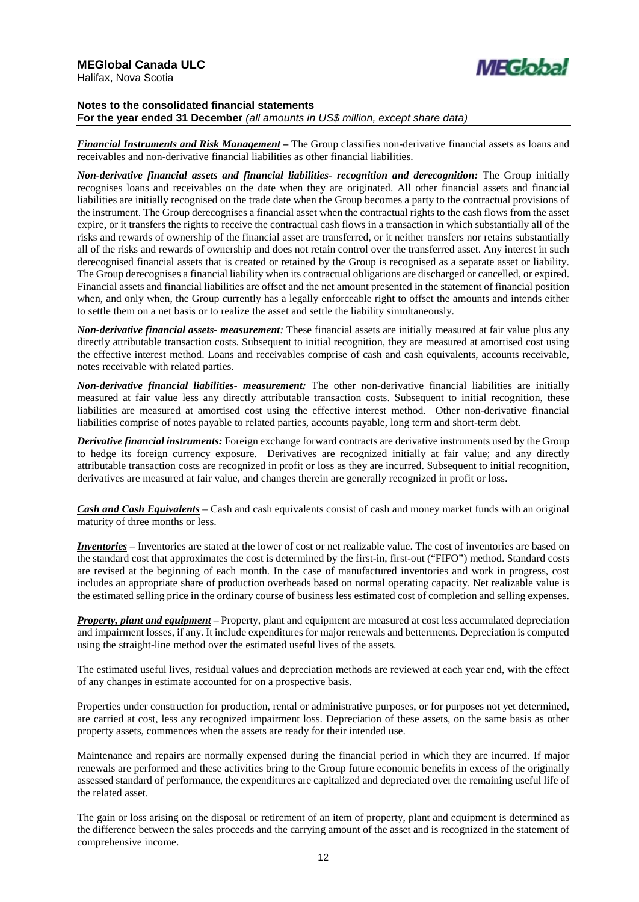***Financial Instruments and Risk Management*** **–** The Group classifies non-derivative financial assets as loans and receivables and non-derivative financial liabilities as other financial liabilities.

***Non-derivative financial assets and financial liabilities- recognition and derecognition:*** The Group initially recognises loans and receivables on the date when they are originated. All other financial assets and financial liabilities are initially recognised on the trade date when the Group becomes a party to the contractual provisions of the instrument. The Group derecognises a financial asset when the contractual rights to the cash flows from the asset expire, or it transfers the rights to receive the contractual cash flows in a transaction in which substantially all of the risks and rewards of ownership of the financial asset are transferred, or it neither transfers nor retains substantially all of the risks and rewards of ownership and does not retain control over the transferred asset. Any interest in such derecognised financial assets that is created or retained by the Group is recognised as a separate asset or liability. The Group derecognises a financial liability when its contractual obligations are discharged or cancelled, or expired. Financial assets and financial liabilities are offset and the net amount presented in the statement of financial position when, and only when, the Group currently has a legally enforceable right to offset the amounts and intends either to settle them on a net basis or to realize the asset and settle the liability simultaneously.

***Non-derivative financial assets- measurement:*** These financial assets are initially measured at fair value plus any directly attributable transaction costs. Subsequent to initial recognition, they are measured at amortised cost using the effective interest method. Loans and receivables comprise of cash and cash equivalents, accounts receivable, notes receivable with related parties.

***Non-derivative financial liabilities- measurement:*** The other non-derivative financial liabilities are initially measured at fair value less any directly attributable transaction costs. Subsequent to initial recognition, these liabilities are measured at amortised cost using the effective interest method. Other non-derivative financial liabilities comprise of notes payable to related parties, accounts payable, long term and short-term debt.

***Derivative financial instruments:*** Foreign exchange forward contracts are derivative instruments used by the Group to hedge its foreign currency exposure. Derivatives are recognized initially at fair value; and any directly attributable transaction costs are recognized in profit or loss as they are incurred. Subsequent to initial recognition, derivatives are measured at fair value, and changes therein are generally recognized in profit or loss.

***Cash and Cash Equivalents*** – Cash and cash equivalents consist of cash and money market funds with an original maturity of three months or less.

***Inventories*** – Inventories are stated at the lower of cost or net realizable value. The cost of inventories are based on the standard cost that approximates the cost is determined by the first-in, first-out ("FIFO") method. Standard costs are revised at the beginning of each month. In the case of manufactured inventories and work in progress, cost includes an appropriate share of production overheads based on normal operating capacity. Net realizable value is the estimated selling price in the ordinary course of business less estimated cost of completion and selling expenses.

***Property, plant and equipment*** – Property, plant and equipment are measured at cost less accumulated depreciation and impairment losses, if any. It include expenditures for major renewals and betterments. Depreciation is computed using the straight-line method over the estimated useful lives of the assets.

The estimated useful lives, residual values and depreciation methods are reviewed at each year end, with the effect of any changes in estimate accounted for on a prospective basis.

Properties under construction for production, rental or administrative purposes, or for purposes not yet determined, are carried at cost, less any recognized impairment loss. Depreciation of these assets, on the same basis as other property assets, commences when the assets are ready for their intended use.

Maintenance and repairs are normally expensed during the financial period in which they are incurred. If major renewals are performed and these activities bring to the Group future economic benefits in excess of the originally assessed standard of performance, the expenditures are capitalized and depreciated over the remaining useful life of the related asset.

The gain or loss arising on the disposal or retirement of an item of property, plant and equipment is determined as the difference between the sales proceeds and the carrying amount of the asset and is recognized in the statement of comprehensive income.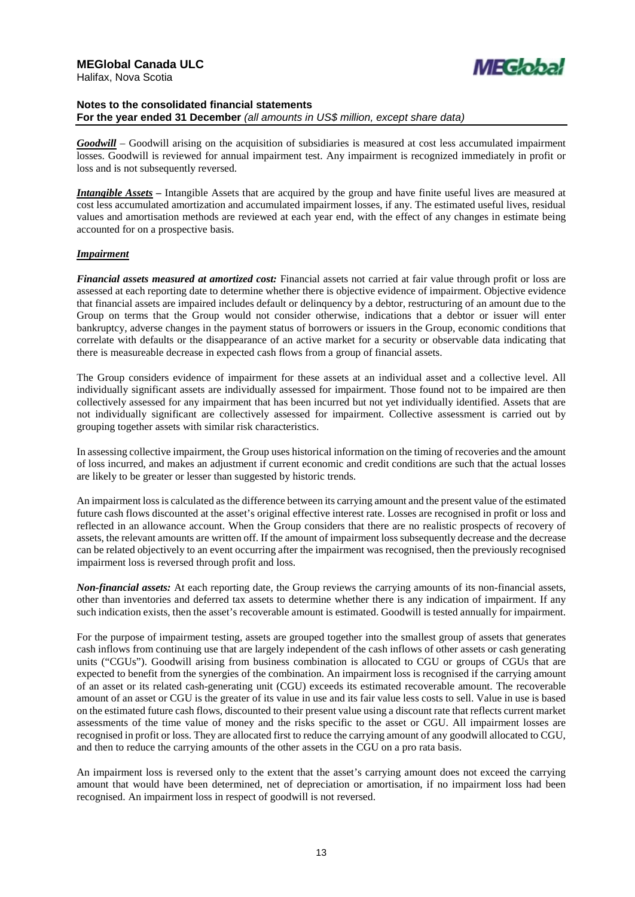***Goodwill*** – Goodwill arising on the acquisition of subsidiaries is measured at cost less accumulated impairment losses. Goodwill is reviewed for annual impairment test. Any impairment is recognized immediately in profit or loss and is not subsequently reversed.

***Intangible Assets*** **–** Intangible Assets that are acquired by the group and have finite useful lives are measured at cost less accumulated amortization and accumulated impairment losses, if any. The estimated useful lives, residual values and amortisation methods are reviewed at each year end, with the effect of any changes in estimate being accounted for on a prospective basis.

***Impairment***

***Financial assets measured at amortized cost:*** Financial assets not carried at fair value through profit or loss are assessed at each reporting date to determine whether there is objective evidence of impairment. Objective evidence that financial assets are impaired includes default or delinquency by a debtor, restructuring of an amount due to the Group on terms that the Group would not consider otherwise, indications that a debtor or issuer will enter bankruptcy, adverse changes in the payment status of borrowers or issuers in the Group, economic conditions that correlate with defaults or the disappearance of an active market for a security or observable data indicating that there is measureable decrease in expected cash flows from a group of financial assets.

The Group considers evidence of impairment for these assets at an individual asset and a collective level. All individually significant assets are individually assessed for impairment. Those found not to be impaired are then collectively assessed for any impairment that has been incurred but not yet individually identified. Assets that are not individually significant are collectively assessed for impairment. Collective assessment is carried out by grouping together assets with similar risk characteristics.

In assessing collective impairment, the Group uses historical information on the timing of recoveries and the amount of loss incurred, and makes an adjustment if current economic and credit conditions are such that the actual losses are likely to be greater or lesser than suggested by historic trends.

An impairment loss is calculated as the difference between its carrying amount and the present value of the estimated future cash flows discounted at the asset's original effective interest rate. Losses are recognised in profit or loss and reflected in an allowance account. When the Group considers that there are no realistic prospects of recovery of assets, the relevant amounts are written off. If the amount of impairment loss subsequently decrease and the decrease can be related objectively to an event occurring after the impairment was recognised, then the previously recognised impairment loss is reversed through profit and loss.

***Non-financial assets:*** At each reporting date, the Group reviews the carrying amounts of its non-financial assets, other than inventories and deferred tax assets to determine whether there is any indication of impairment. If any such indication exists, then the asset's recoverable amount is estimated. Goodwill is tested annually for impairment.

For the purpose of impairment testing, assets are grouped together into the smallest group of assets that generates cash inflows from continuing use that are largely independent of the cash inflows of other assets or cash generating units ("CGUs"). Goodwill arising from business combination is allocated to CGU or groups of CGUs that are expected to benefit from the synergies of the combination. An impairment loss is recognised if the carrying amount of an asset or its related cash-generating unit (CGU) exceeds its estimated recoverable amount. The recoverable amount of an asset or CGU is the greater of its value in use and its fair value less costs to sell. Value in use is based on the estimated future cash flows, discounted to their present value using a discount rate that reflects current market assessments of the time value of money and the risks specific to the asset or CGU. All impairment losses are recognised in profit or loss. They are allocated first to reduce the carrying amount of any goodwill allocated to CGU, and then to reduce the carrying amounts of the other assets in the CGU on a pro rata basis.

An impairment loss is reversed only to the extent that the asset's carrying amount does not exceed the carrying amount that would have been determined, net of depreciation or amortisation, if no impairment loss had been recognised. An impairment loss in respect of goodwill is not reversed.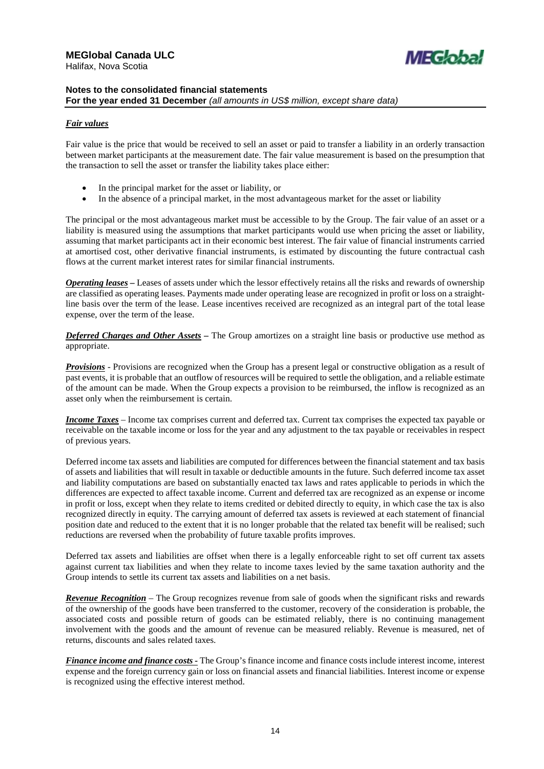### *Fair values*

Fair value is the price that would be received to sell an asset or paid to transfer a liability in an orderly transaction between market participants at the measurement date. The fair value measurement is based on the presumption that the transaction to sell the asset or transfer the liability takes place either:

- In the principal market for the asset or liability, or
- In the absence of a principal market, in the most advantageous market for the asset or liability

The principal or the most advantageous market must be accessible to by the Group. The fair value of an asset or a liability is measured using the assumptions that market participants would use when pricing the asset or liability, assuming that market participants act in their economic best interest. The fair value of financial instruments carried at amortised cost, other derivative financial instruments, is estimated by discounting the future contractual cash flows at the current market interest rates for similar financial instruments.

***Operating leases*** **–** Leases of assets under which the lessor effectively retains all the risks and rewards of ownership are classified as operating leases. Payments made under operating lease are recognized in profit or loss on a straight-line basis over the term of the lease. Lease incentives received are recognized as an integral part of the total lease expense, over the term of the lease.

***Deferred Charges and Other Assets*** **–** The Group amortizes on a straight line basis or productive use method as appropriate.

***Provisions*** - Provisions are recognized when the Group has a present legal or constructive obligation as a result of past events, it is probable that an outflow of resources will be required to settle the obligation, and a reliable estimate of the amount can be made. When the Group expects a provision to be reimbursed, the inflow is recognized as an asset only when the reimbursement is certain.

***Income Taxes*** – Income tax comprises current and deferred tax. Current tax comprises the expected tax payable or receivable on the taxable income or loss for the year and any adjustment to the tax payable or receivables in respect of previous years.

Deferred income tax assets and liabilities are computed for differences between the financial statement and tax basis of assets and liabilities that will result in taxable or deductible amounts in the future. Such deferred income tax asset and liability computations are based on substantially enacted tax laws and rates applicable to periods in which the differences are expected to affect taxable income. Current and deferred tax are recognized as an expense or income in profit or loss, except when they relate to items credited or debited directly to equity, in which case the tax is also recognized directly in equity. The carrying amount of deferred tax assets is reviewed at each statement of financial position date and reduced to the extent that it is no longer probable that the related tax benefit will be realised; such reductions are reversed when the probability of future taxable profits improves.

Deferred tax assets and liabilities are offset when there is a legally enforceable right to set off current tax assets against current tax liabilities and when they relate to income taxes levied by the same taxation authority and the Group intends to settle its current tax assets and liabilities on a net basis.

***Revenue Recognition*** – The Group recognizes revenue from sale of goods when the significant risks and rewards of the ownership of the goods have been transferred to the customer, recovery of the consideration is probable, the associated costs and possible return of goods can be estimated reliably, there is no continuing management involvement with the goods and the amount of revenue can be measured reliably. Revenue is measured, net of returns, discounts and sales related taxes.

***Finance income and finance costs*** - The Group's finance income and finance costs include interest income, interest expense and the foreign currency gain or loss on financial assets and financial liabilities. Interest income or expense is recognized using the effective interest method.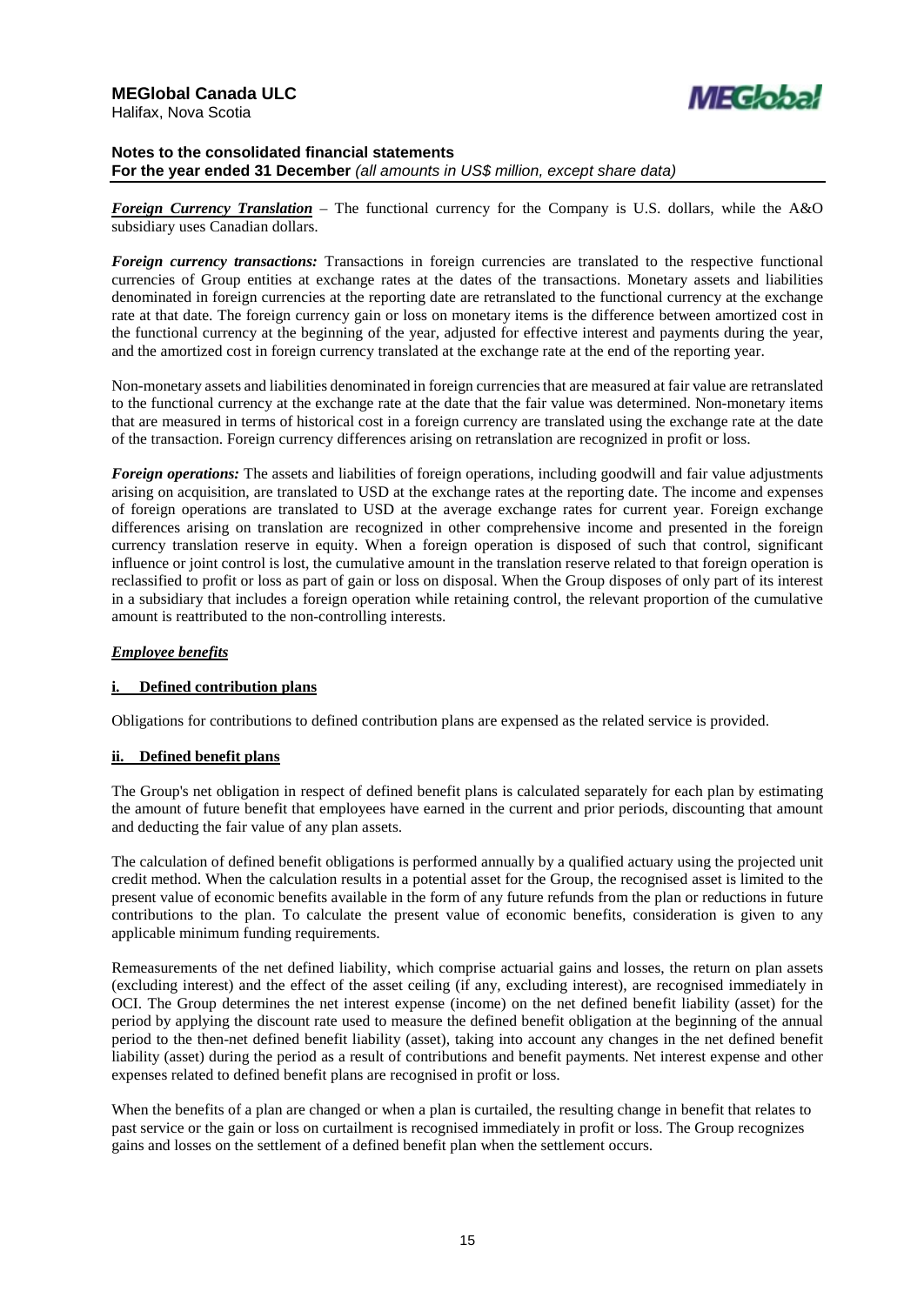***Foreign Currency Translation*** – The functional currency for the Company is U.S. dollars, while the A&O subsidiary uses Canadian dollars.

***Foreign currency transactions:*** Transactions in foreign currencies are translated to the respective functional currencies of Group entities at exchange rates at the dates of the transactions. Monetary assets and liabilities denominated in foreign currencies at the reporting date are retranslated to the functional currency at the exchange rate at that date. The foreign currency gain or loss on monetary items is the difference between amortized cost in the functional currency at the beginning of the year, adjusted for effective interest and payments during the year, and the amortized cost in foreign currency translated at the exchange rate at the end of the reporting year.

Non-monetary assets and liabilities denominated in foreign currencies that are measured at fair value are retranslated to the functional currency at the exchange rate at the date that the fair value was determined. Non-monetary items that are measured in terms of historical cost in a foreign currency are translated using the exchange rate at the date of the transaction. Foreign currency differences arising on retranslation are recognized in profit or loss.

***Foreign operations:*** The assets and liabilities of foreign operations, including goodwill and fair value adjustments arising on acquisition, are translated to USD at the exchange rates at the reporting date. The income and expenses of foreign operations are translated to USD at the average exchange rates for current year. Foreign exchange differences arising on translation are recognized in other comprehensive income and presented in the foreign currency translation reserve in equity. When a foreign operation is disposed of such that control, significant influence or joint control is lost, the cumulative amount in the translation reserve related to that foreign operation is reclassified to profit or loss as part of gain or loss on disposal. When the Group disposes of only part of its interest in a subsidiary that includes a foreign operation while retaining control, the relevant proportion of the cumulative amount is reattributed to the non-controlling interests.

***Employee benefits***

**i. Defined contribution plans**

Obligations for contributions to defined contribution plans are expensed as the related service is provided.

**ii. Defined benefit plans**

The Group's net obligation in respect of defined benefit plans is calculated separately for each plan by estimating the amount of future benefit that employees have earned in the current and prior periods, discounting that amount and deducting the fair value of any plan assets.

The calculation of defined benefit obligations is performed annually by a qualified actuary using the projected unit credit method. When the calculation results in a potential asset for the Group, the recognised asset is limited to the present value of economic benefits available in the form of any future refunds from the plan or reductions in future contributions to the plan. To calculate the present value of economic benefits, consideration is given to any applicable minimum funding requirements.

Remeasurements of the net defined liability, which comprise actuarial gains and losses, the return on plan assets (excluding interest) and the effect of the asset ceiling (if any, excluding interest), are recognised immediately in OCI. The Group determines the net interest expense (income) on the net defined benefit liability (asset) for the period by applying the discount rate used to measure the defined benefit obligation at the beginning of the annual period to the then-net defined benefit liability (asset), taking into account any changes in the net defined benefit liability (asset) during the period as a result of contributions and benefit payments. Net interest expense and other expenses related to defined benefit plans are recognised in profit or loss.

When the benefits of a plan are changed or when a plan is curtailed, the resulting change in benefit that relates to past service or the gain or loss on curtailment is recognised immediately in profit or loss. The Group recognizes gains and losses on the settlement of a defined benefit plan when the settlement occurs.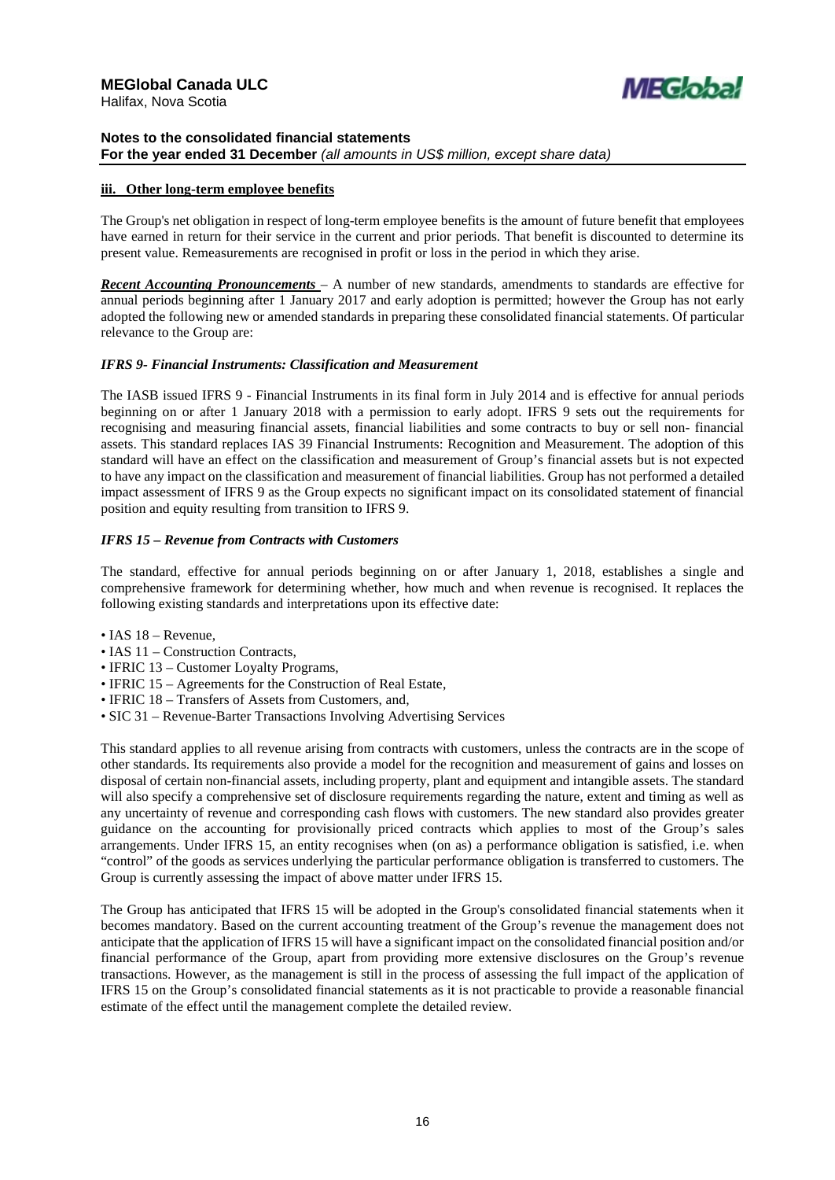**iii. Other long-term employee benefits**

The Group's net obligation in respect of long-term employee benefits is the amount of future benefit that employees have earned in return for their service in the current and prior periods. That benefit is discounted to determine its present value. Remeasurements are recognised in profit or loss in the period in which they arise.

***Recent Accounting Pronouncements*** – A number of new standards, amendments to standards are effective for annual periods beginning after 1 January 2017 and early adoption is permitted; however the Group has not early adopted the following new or amended standards in preparing these consolidated financial statements. Of particular relevance to the Group are:

***IFRS 9- Financial Instruments: Classification and Measurement***

The IASB issued IFRS 9 - Financial Instruments in its final form in July 2014 and is effective for annual periods beginning on or after 1 January 2018 with a permission to early adopt. IFRS 9 sets out the requirements for recognising and measuring financial assets, financial liabilities and some contracts to buy or sell non- financial assets. This standard replaces IAS 39 Financial Instruments: Recognition and Measurement. The adoption of this standard will have an effect on the classification and measurement of Group's financial assets but is not expected to have any impact on the classification and measurement of financial liabilities. Group has not performed a detailed impact assessment of IFRS 9 as the Group expects no significant impact on its consolidated statement of financial position and equity resulting from transition to IFRS 9.

***IFRS 15 – Revenue from Contracts with Customers***

The standard, effective for annual periods beginning on or after January 1, 2018, establishes a single and comprehensive framework for determining whether, how much and when revenue is recognised. It replaces the following existing standards and interpretations upon its effective date:

- IAS 18 – Revenue,
- IAS 11 – Construction Contracts,
- IFRIC 13 – Customer Loyalty Programs,
- IFRIC 15 – Agreements for the Construction of Real Estate,
- IFRIC 18 – Transfers of Assets from Customers, and,
- SIC 31 – Revenue-Barter Transactions Involving Advertising Services

This standard applies to all revenue arising from contracts with customers, unless the contracts are in the scope of other standards. Its requirements also provide a model for the recognition and measurement of gains and losses on disposal of certain non-financial assets, including property, plant and equipment and intangible assets. The standard will also specify a comprehensive set of disclosure requirements regarding the nature, extent and timing as well as any uncertainty of revenue and corresponding cash flows with customers. The new standard also provides greater guidance on the accounting for provisionally priced contracts which applies to most of the Group's sales arrangements. Under IFRS 15, an entity recognises when (on as) a performance obligation is satisfied, i.e. when "control" of the goods as services underlying the particular performance obligation is transferred to customers. The Group is currently assessing the impact of above matter under IFRS 15.

The Group has anticipated that IFRS 15 will be adopted in the Group's consolidated financial statements when it becomes mandatory. Based on the current accounting treatment of the Group's revenue the management does not anticipate that the application of IFRS 15 will have a significant impact on the consolidated financial position and/or financial performance of the Group, apart from providing more extensive disclosures on the Group's revenue transactions. However, as the management is still in the process of assessing the full impact of the application of IFRS 15 on the Group's consolidated financial statements as it is not practicable to provide a reasonable financial estimate of the effect until the management complete the detailed review.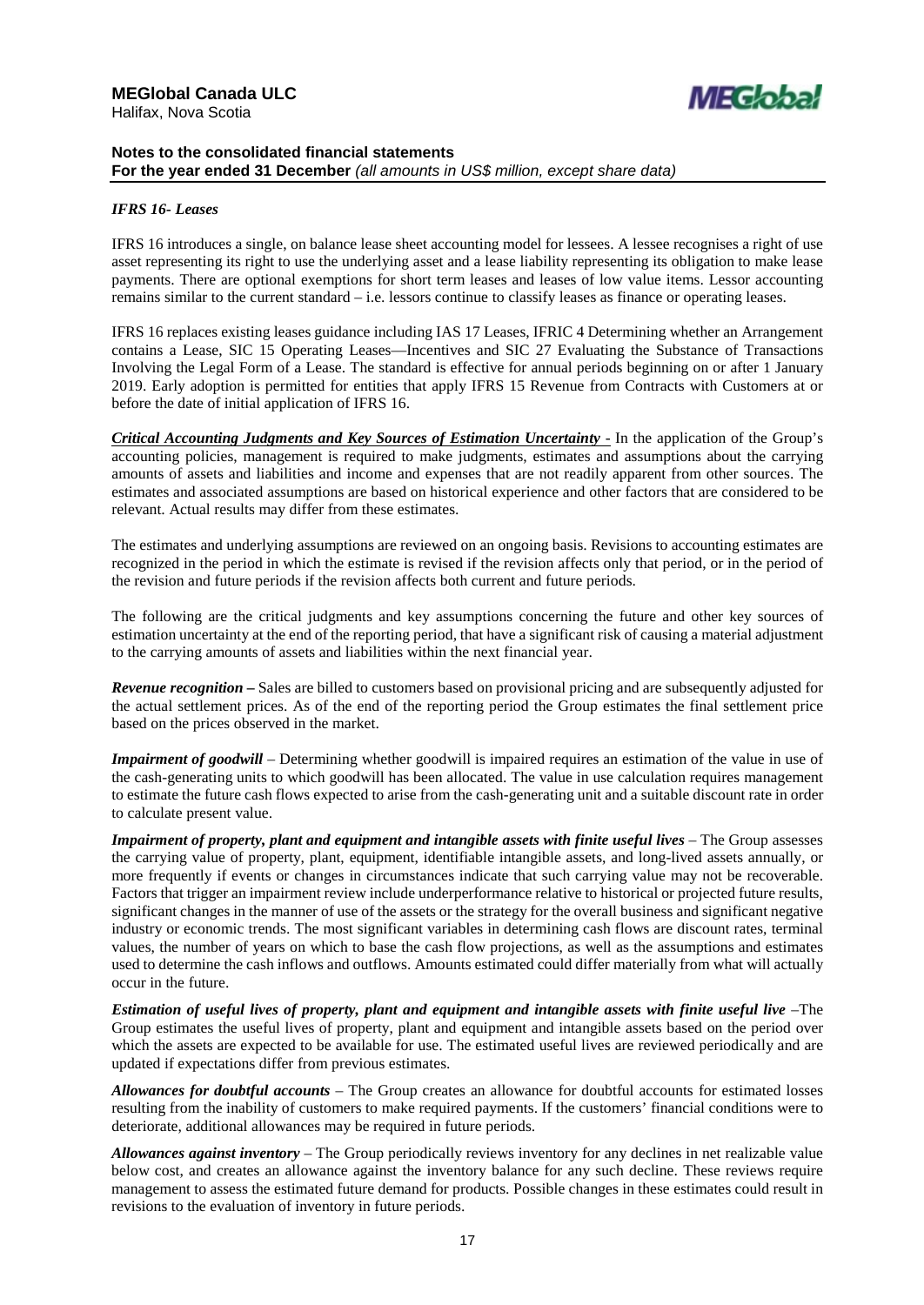***IFRS 16- Leases***

IFRS 16 introduces a single, on balance lease sheet accounting model for lessees. A lessee recognises a right of use asset representing its right to use the underlying asset and a lease liability representing its obligation to make lease payments. There are optional exemptions for short term leases and leases of low value items. Lessor accounting remains similar to the current standard – i.e. lessors continue to classify leases as finance or operating leases.

IFRS 16 replaces existing leases guidance including IAS 17 Leases, IFRIC 4 Determining whether an Arrangement contains a Lease, SIC 15 Operating Leases—Incentives and SIC 27 Evaluating the Substance of Transactions Involving the Legal Form of a Lease. The standard is effective for annual periods beginning on or after 1 January 2019. Early adoption is permitted for entities that apply IFRS 15 Revenue from Contracts with Customers at or before the date of initial application of IFRS 16.

***Critical Accounting Judgments and Key Sources of Estimation Uncertainty*** - In the application of the Group's accounting policies, management is required to make judgments, estimates and assumptions about the carrying amounts of assets and liabilities and income and expenses that are not readily apparent from other sources. The estimates and associated assumptions are based on historical experience and other factors that are considered to be relevant. Actual results may differ from these estimates.

The estimates and underlying assumptions are reviewed on an ongoing basis. Revisions to accounting estimates are recognized in the period in which the estimate is revised if the revision affects only that period, or in the period of the revision and future periods if the revision affects both current and future periods.

The following are the critical judgments and key assumptions concerning the future and other key sources of estimation uncertainty at the end of the reporting period, that have a significant risk of causing a material adjustment to the carrying amounts of assets and liabilities within the next financial year.

***Revenue recognition –*** Sales are billed to customers based on provisional pricing and are subsequently adjusted for the actual settlement prices. As of the end of the reporting period the Group estimates the final settlement price based on the prices observed in the market.

***Impairment of goodwill*** – Determining whether goodwill is impaired requires an estimation of the value in use of the cash-generating units to which goodwill has been allocated. The value in use calculation requires management to estimate the future cash flows expected to arise from the cash-generating unit and a suitable discount rate in order to calculate present value.

***Impairment of property, plant and equipment and intangible assets with finite useful lives*** – The Group assesses the carrying value of property, plant, equipment, identifiable intangible assets, and long-lived assets annually, or more frequently if events or changes in circumstances indicate that such carrying value may not be recoverable. Factors that trigger an impairment review include underperformance relative to historical or projected future results, significant changes in the manner of use of the assets or the strategy for the overall business and significant negative industry or economic trends. The most significant variables in determining cash flows are discount rates, terminal values, the number of years on which to base the cash flow projections, as well as the assumptions and estimates used to determine the cash inflows and outflows. Amounts estimated could differ materially from what will actually occur in the future.

***Estimation of useful lives of property, plant and equipment and intangible assets with finite useful live*** –The Group estimates the useful lives of property, plant and equipment and intangible assets based on the period over which the assets are expected to be available for use. The estimated useful lives are reviewed periodically and are updated if expectations differ from previous estimates.

***Allowances for doubtful accounts*** – The Group creates an allowance for doubtful accounts for estimated losses resulting from the inability of customers to make required payments. If the customers' financial conditions were to deteriorate, additional allowances may be required in future periods.

***Allowances against inventory*** – The Group periodically reviews inventory for any declines in net realizable value below cost, and creates an allowance against the inventory balance for any such decline. These reviews require management to assess the estimated future demand for products. Possible changes in these estimates could result in revisions to the evaluation of inventory in future periods.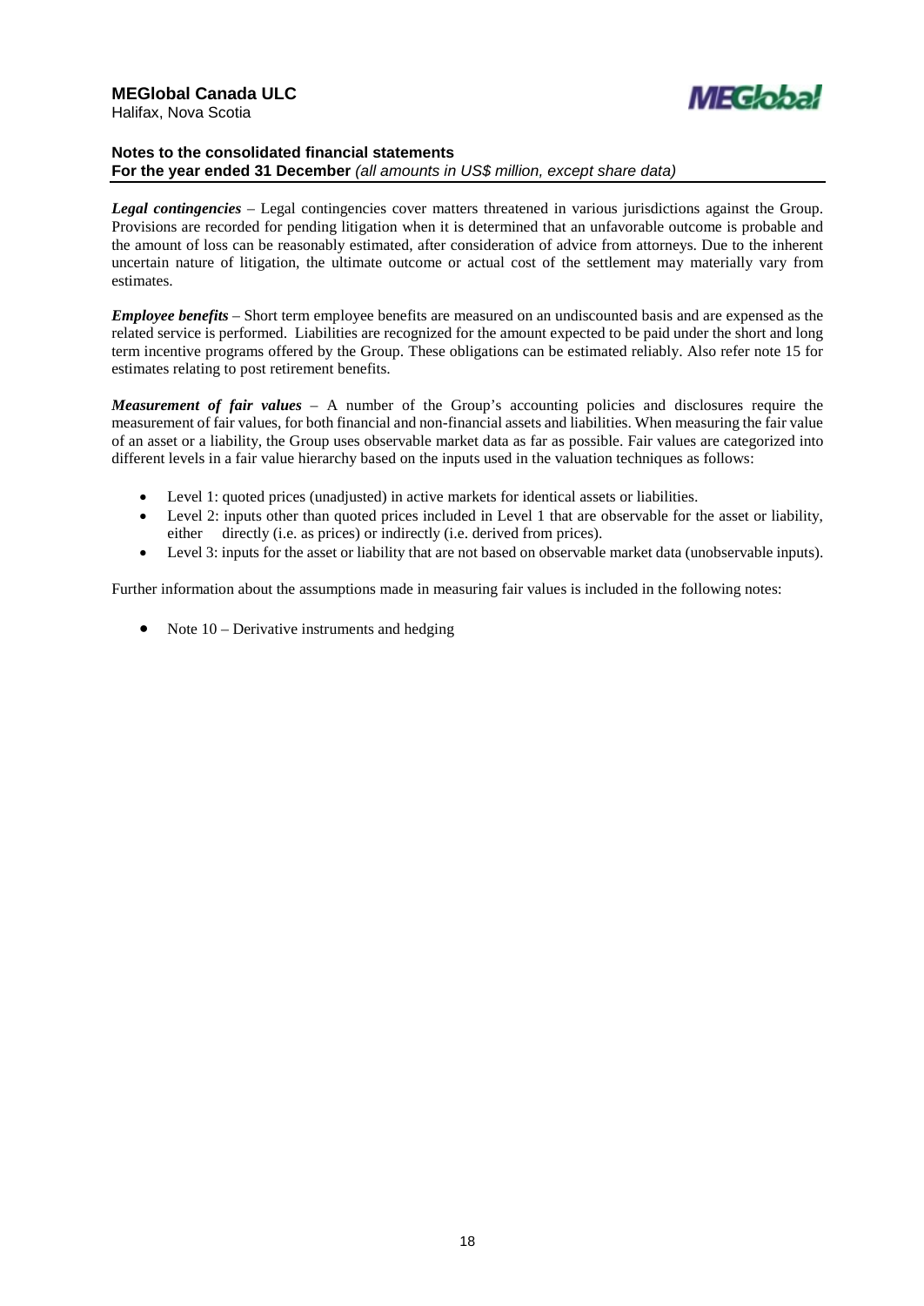***Legal contingencies*** – Legal contingencies cover matters threatened in various jurisdictions against the Group. Provisions are recorded for pending litigation when it is determined that an unfavorable outcome is probable and the amount of loss can be reasonably estimated, after consideration of advice from attorneys. Due to the inherent uncertain nature of litigation, the ultimate outcome or actual cost of the settlement may materially vary from estimates.

***Employee benefits*** – Short term employee benefits are measured on an undiscounted basis and are expensed as the related service is performed. Liabilities are recognized for the amount expected to be paid under the short and long term incentive programs offered by the Group. These obligations can be estimated reliably. Also refer note 15 for estimates relating to post retirement benefits.

***Measurement of fair values*** – A number of the Group's accounting policies and disclosures require the measurement of fair values, for both financial and non-financial assets and liabilities. When measuring the fair value of an asset or a liability, the Group uses observable market data as far as possible. Fair values are categorized into different levels in a fair value hierarchy based on the inputs used in the valuation techniques as follows:

- Level 1: quoted prices (unadjusted) in active markets for identical assets or liabilities.
- Level 2: inputs other than quoted prices included in Level 1 that are observable for the asset or liability, either directly (i.e. as prices) or indirectly (i.e. derived from prices).
- Level 3: inputs for the asset or liability that are not based on observable market data (unobservable inputs).

Further information about the assumptions made in measuring fair values is included in the following notes:

- Note 10 – Derivative instruments and hedging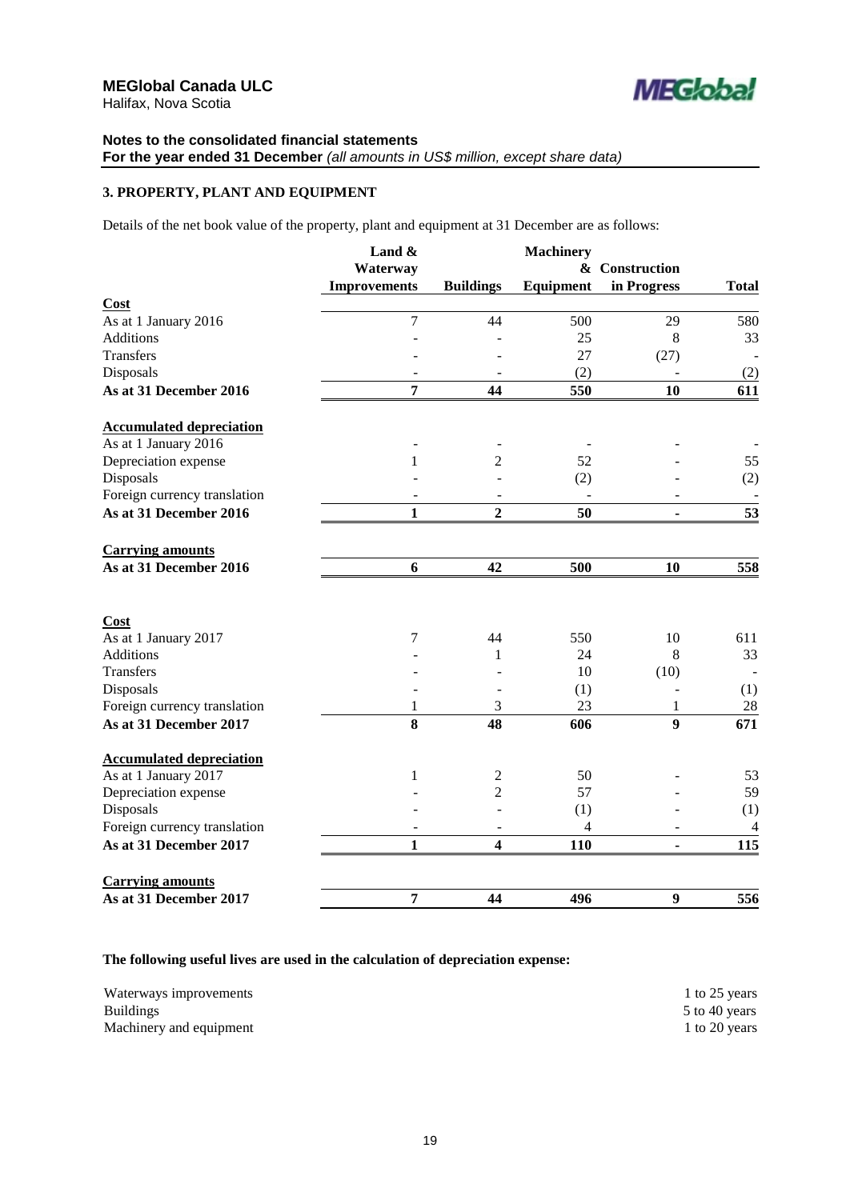MEGlobal Canada ULC
Halifax, Nova Scotia

**Notes to the consolidated financial statements**
**For the year ended 31 December** *(all amounts in US$ million, except share data)*

### 3. PROPERTY, PLANT AND EQUIPMENT

Details of the net book value of the property, plant and equipment at 31 December are as follows:

| | Land & Waterway Improvements | Buildings | Machinery & Equipment | Construction in Progress | Total |
|---|---|---|---|---|---|
| **Cost** | | | | | |
| As at 1 January 2016 | 7 | 44 | 500 | 29 | 580 |
| Additions | - | - | 25 | 8 | 33 |
| Transfers | - | - | 27 | (27) | - |
| Disposals | - | - | (2) | - | (2) |
| **As at 31 December 2016** | **7** | **44** | **550** | **10** | **611** |
| **Accumulated depreciation** | | | | | |
| As at 1 January 2016 | - | - | - | - | - |
| Depreciation expense | 1 | 2 | 52 | - | 55 |
| Disposals | - | - | (2) | - | (2) |
| Foreign currency translation | - | - | - | - | - |
| **As at 31 December 2016** | **1** | **2** | **50** | **-** | **53** |
| **Carrying amounts** | | | | | |
| **As at 31 December 2016** | **6** | **42** | **500** | **10** | **558** |
| **Cost** | | | | | |
| As at 1 January 2017 | 7 | 44 | 550 | 10 | 611 |
| Additions | - | 1 | 24 | 8 | 33 |
| Transfers | - | - | 10 | (10) | - |
| Disposals | - | - | (1) | - | (1) |
| Foreign currency translation | 1 | 3 | 23 | 1 | 28 |
| **As at 31 December 2017** | **8** | **48** | **606** | **9** | **671** |
| **Accumulated depreciation** | | | | | |
| As at 1 January 2017 | 1 | 2 | 50 | - | 53 |
| Depreciation expense | - | 2 | 57 | - | 59 |
| Disposals | - | - | (1) | - | (1) |
| Foreign currency translation | - | - | 4 | - | 4 |
| **As at 31 December 2017** | **1** | **4** | **110** | **-** | **115** |
| **Carrying amounts** | | | | | |
| **As at 31 December 2017** | **7** | **44** | **496** | **9** | **556** |

**The following useful lives are used in the calculation of depreciation expense:**

| | |
|---|---|
| Waterways improvements | 1 to 25 years |
| Buildings | 5 to 40 years |
| Machinery and equipment | 1 to 20 years |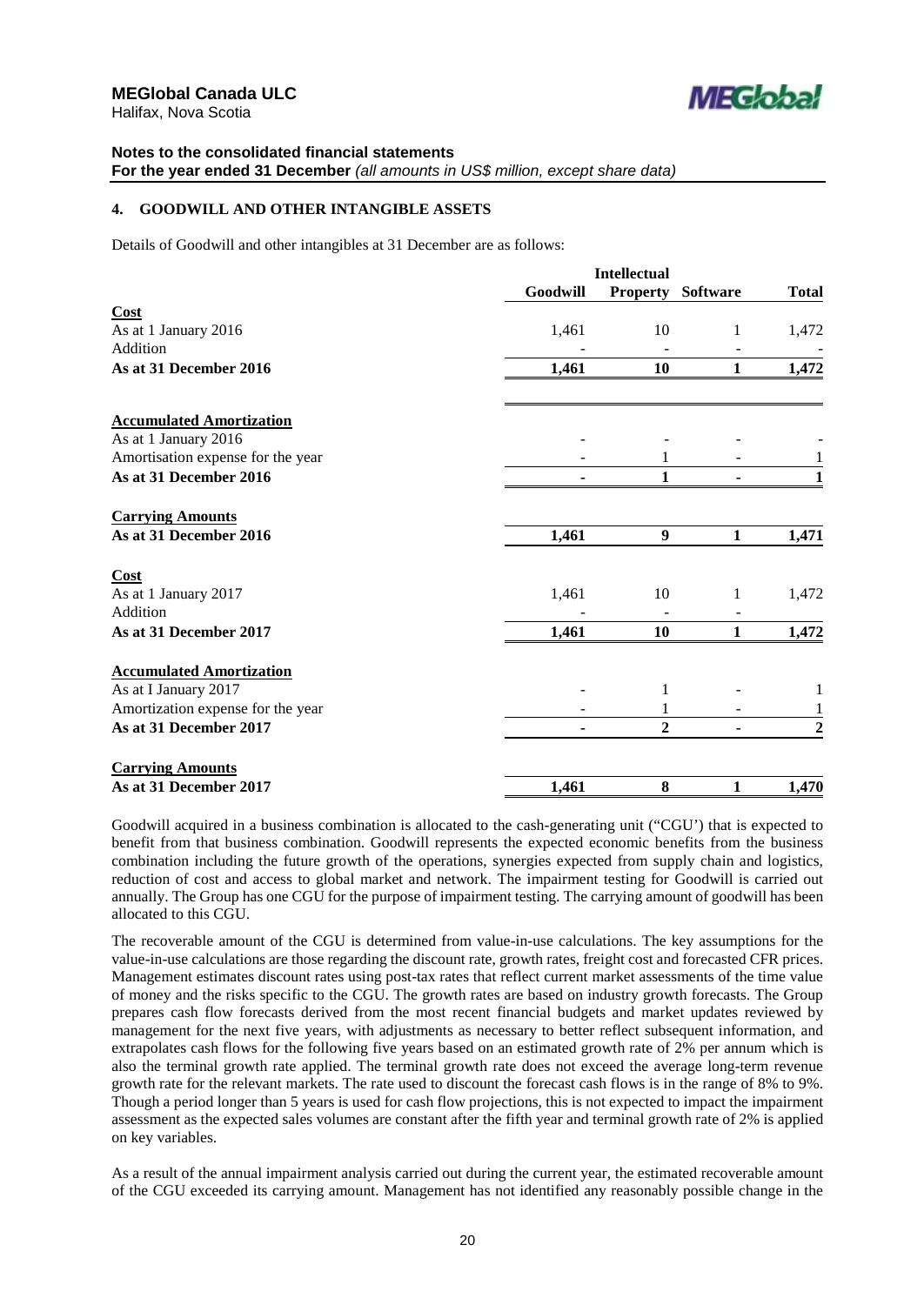**MEGlobal Canada ULC**
Halifax, Nova Scotia

**Notes to the consolidated financial statements**
**For the year ended 31 December** *(all amounts in US$ million, except share data)*

## 4. GOODWILL AND OTHER INTANGIBLE ASSETS

Details of Goodwill and other intangibles at 31 December are as follows:

| | Goodwill | Intellectual Property | Software | Total |
|---|---|---|---|---|
| **Cost** | | | | |
| As at 1 January 2016 | 1,461 | 10 | 1 | 1,472 |
| Addition | - | - | - | - |
| **As at 31 December 2016** | **1,461** | **10** | **1** | **1,472** |
| | | | | |
| **Accumulated Amortization** | | | | |
| As at 1 January 2016 | - | - | - | - |
| Amortisation expense for the year | - | 1 | - | 1 |
| **As at 31 December 2016** | **-** | **1** | **-** | **1** |
| | | | | |
| **Carrying Amounts** | | | | |
| **As at 31 December 2016** | **1,461** | **9** | **1** | **1,471** |
| | | | | |
| **Cost** | | | | |
| As at 1 January 2017 | 1,461 | 10 | 1 | 1,472 |
| Addition | - | - | - | |
| **As at 31 December 2017** | **1,461** | **10** | **1** | **1,472** |
| | | | | |
| **Accumulated Amortization** | | | | |
| As at I January 2017 | - | 1 | - | 1 |
| Amortization expense for the year | - | 1 | - | 1 |
| **As at 31 December 2017** | **-** | **2** | **-** | **2** |
| | | | | |
| **Carrying Amounts** | | | | |
| **As at 31 December 2017** | **1,461** | **8** | **1** | **1,470** |

Goodwill acquired in a business combination is allocated to the cash-generating unit ("CGU') that is expected to benefit from that business combination. Goodwill represents the expected economic benefits from the business combination including the future growth of the operations, synergies expected from supply chain and logistics, reduction of cost and access to global market and network. The impairment testing for Goodwill is carried out annually. The Group has one CGU for the purpose of impairment testing. The carrying amount of goodwill has been allocated to this CGU.

The recoverable amount of the CGU is determined from value-in-use calculations. The key assumptions for the value-in-use calculations are those regarding the discount rate, growth rates, freight cost and forecasted CFR prices. Management estimates discount rates using post-tax rates that reflect current market assessments of the time value of money and the risks specific to the CGU. The growth rates are based on industry growth forecasts. The Group prepares cash flow forecasts derived from the most recent financial budgets and market updates reviewed by management for the next five years, with adjustments as necessary to better reflect subsequent information, and extrapolates cash flows for the following five years based on an estimated growth rate of 2% per annum which is also the terminal growth rate applied. The terminal growth rate does not exceed the average long-term revenue growth rate for the relevant markets. The rate used to discount the forecast cash flows is in the range of 8% to 9%. Though a period longer than 5 years is used for cash flow projections, this is not expected to impact the impairment assessment as the expected sales volumes are constant after the fifth year and terminal growth rate of 2% is applied on key variables.

As a result of the annual impairment analysis carried out during the current year, the estimated recoverable amount of the CGU exceeded its carrying amount. Management has not identified any reasonably possible change in the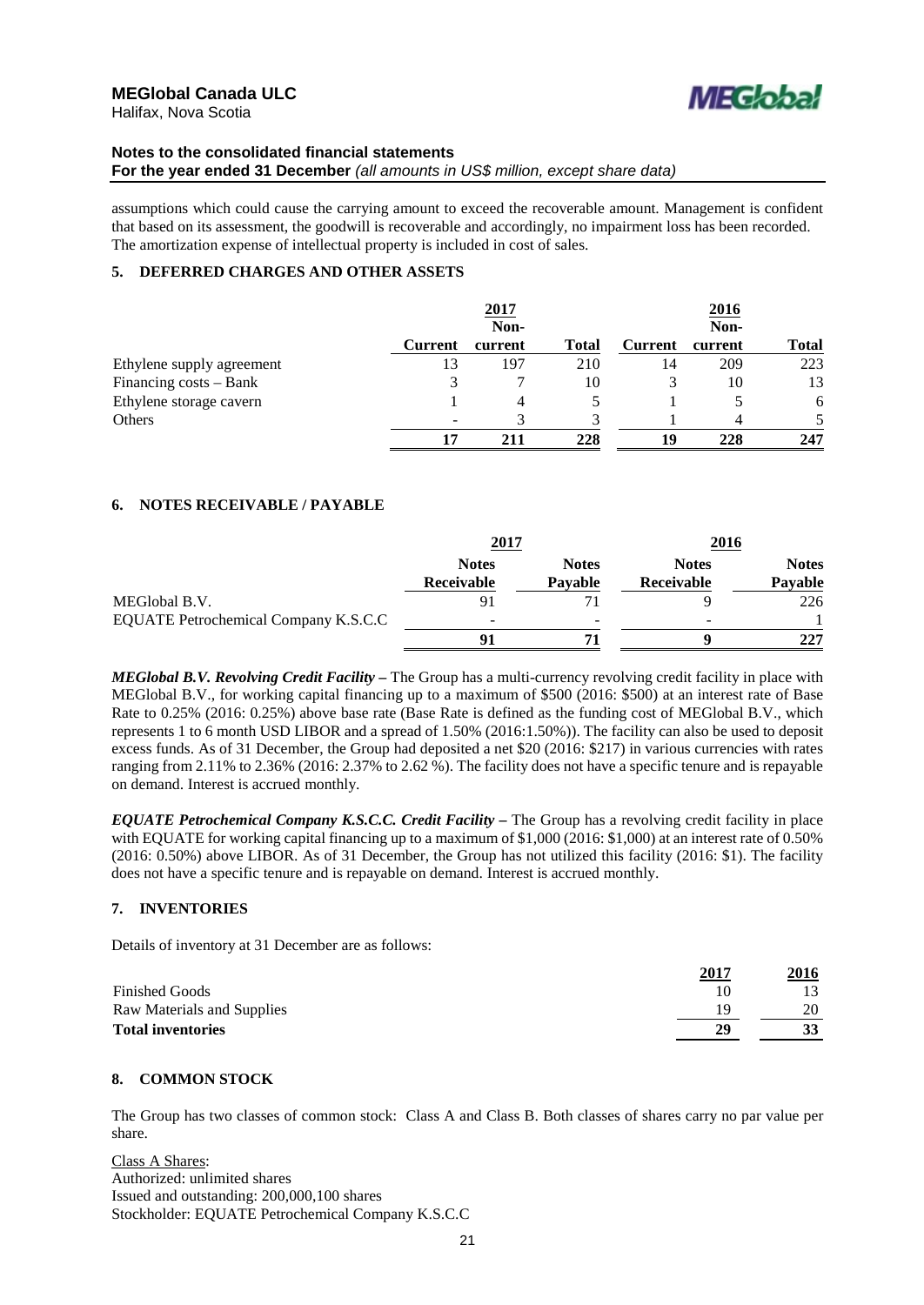assumptions which could cause the carrying amount to exceed the recoverable amount. Management is confident that based on its assessment, the goodwill is recoverable and accordingly, no impairment loss has been recorded. The amortization expense of intellectual property is included in cost of sales.

## 5. DEFERRED CHARGES AND OTHER ASSETS

| | 2017 | | | 2016 | | |
|---|---|---|---|---|---|---|
| | **Current** | **Non-current** | **Total** | **Current** | **Non-current** | **Total** |
| Ethylene supply agreement | 13 | 197 | 210 | 14 | 209 | 223 |
| Financing costs – Bank | 3 | 7 | 10 | 3 | 10 | 13 |
| Ethylene storage cavern | 1 | 4 | 5 | 1 | 5 | 6 |
| Others | - | 3 | 3 | 1 | 4 | 5 |
| | **17** | **211** | **228** | **19** | **228** | **247** |

## 6. NOTES RECEIVABLE / PAYABLE

| | 2017 | | 2016 | |
|---|---|---|---|---|
| | **Notes Receivable** | **Notes Payable** | **Notes Receivable** | **Notes Payable** |
| MEGlobal B.V. | 91 | 71 | 9 | 226 |
| EQUATE Petrochemical Company K.S.C.C | - | - | - | 1 |
| | **91** | **71** | **9** | **227** |

***MEGlobal B.V. Revolving Credit Facility –*** The Group has a multi-currency revolving credit facility in place with MEGlobal B.V., for working capital financing up to a maximum of $500 (2016: $500) at an interest rate of Base Rate to 0.25% (2016: 0.25%) above base rate (Base Rate is defined as the funding cost of MEGlobal B.V., which represents 1 to 6 month USD LIBOR and a spread of 1.50% (2016:1.50%)). The facility can also be used to deposit excess funds. As of 31 December, the Group had deposited a net $20 (2016: $217) in various currencies with rates ranging from 2.11% to 2.36% (2016: 2.37% to 2.62 %). The facility does not have a specific tenure and is repayable on demand. Interest is accrued monthly.

***EQUATE Petrochemical Company K.S.C.C. Credit Facility –*** The Group has a revolving credit facility in place with EQUATE for working capital financing up to a maximum of $1,000 (2016: $1,000) at an interest rate of 0.50% (2016: 0.50%) above LIBOR. As of 31 December, the Group has not utilized this facility (2016: $1). The facility does not have a specific tenure and is repayable on demand. Interest is accrued monthly.

## 7. INVENTORIES

Details of inventory at 31 December are as follows:

| | 2017 | 2016 |
|---|---|---|
| Finished Goods | 10 | 13 |
| Raw Materials and Supplies | 19 | 20 |
| **Total inventories** | **29** | **33** |

## 8. COMMON STOCK

The Group has two classes of common stock: Class A and Class B. Both classes of shares carry no par value per share.

Class A Shares:
Authorized: unlimited shares
Issued and outstanding: 200,000,100 shares
Stockholder: EQUATE Petrochemical Company K.S.C.C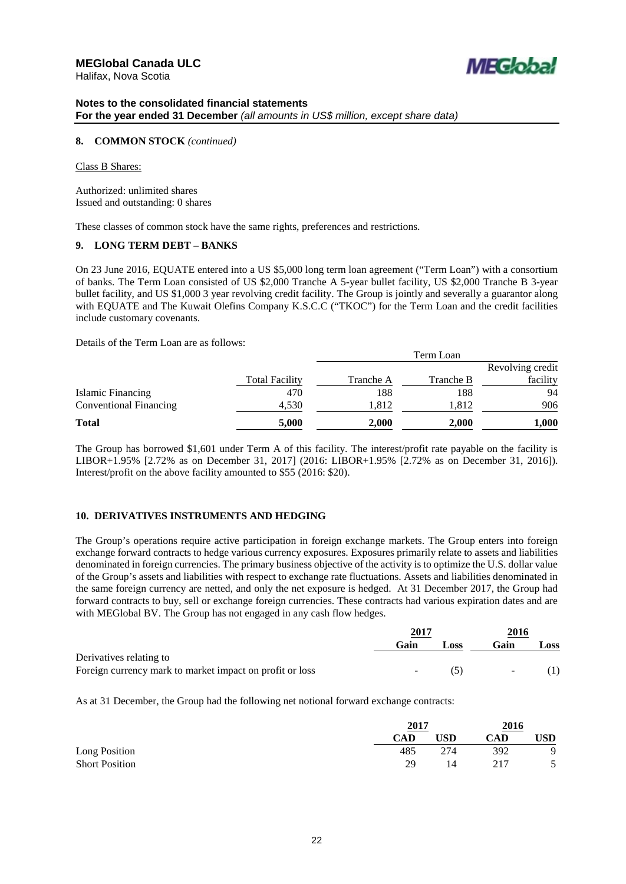**MEGlobal Canada ULC**
Halifax, Nova Scotia

**Notes to the consolidated financial statements**
**For the year ended 31 December** *(all amounts in US$ million, except share data)*

**8. COMMON STOCK** *(continued)*

Class B Shares:

Authorized: unlimited shares
Issued and outstanding: 0 shares

These classes of common stock have the same rights, preferences and restrictions.

## 9. LONG TERM DEBT – BANKS

On 23 June 2016, EQUATE entered into a US $5,000 long term loan agreement ("Term Loan") with a consortium of banks. The Term Loan consisted of US $2,000 Tranche A 5-year bullet facility, US $2,000 Tranche B 3-year bullet facility, and US $1,000 3 year revolving credit facility. The Group is jointly and severally a guarantor along with EQUATE and The Kuwait Olefins Company K.S.C.C ("TKOC") for the Term Loan and the credit facilities include customary covenants.

Details of the Term Loan are as follows:

| | | Term Loan | | |
|---|---|---|---|---|
| | Total Facility | Tranche A | Tranche B | Revolving credit facility |
| Islamic Financing | 470 | 188 | 188 | 94 |
| Conventional Financing | 4,530 | 1,812 | 1,812 | 906 |
| **Total** | **5,000** | **2,000** | **2,000** | **1,000** |

The Group has borrowed $1,601 under Term A of this facility. The interest/profit rate payable on the facility is LIBOR+1.95% [2.72% as on December 31, 2017] (2016: LIBOR+1.95% [2.72% as on December 31, 2016]). Interest/profit on the above facility amounted to $55 (2016: $20).

## 10. DERIVATIVES INSTRUMENTS AND HEDGING

The Group's operations require active participation in foreign exchange markets. The Group enters into foreign exchange forward contracts to hedge various currency exposures. Exposures primarily relate to assets and liabilities denominated in foreign currencies. The primary business objective of the activity is to optimize the U.S. dollar value of the Group's assets and liabilities with respect to exchange rate fluctuations. Assets and liabilities denominated in the same foreign currency are netted, and only the net exposure is hedged. At 31 December 2017, the Group had forward contracts to buy, sell or exchange foreign currencies. These contracts had various expiration dates and are with MEGlobal BV. The Group has not engaged in any cash flow hedges.

| | 2017 | | 2016 | |
|---|---|---|---|---|
| | **Gain** | **Loss** | **Gain** | **Loss** |
| Derivatives relating to | | | | |
| Foreign currency mark to market impact on profit or loss | - | (5) | - | (1) |

As at 31 December, the Group had the following net notional forward exchange contracts:

| | 2017 | | 2016 | |
|---|---|---|---|---|
| | **CAD** | **USD** | **CAD** | **USD** |
| Long Position | 485 | 274 | 392 | 9 |
| Short Position | 29 | 14 | 217 | 5 |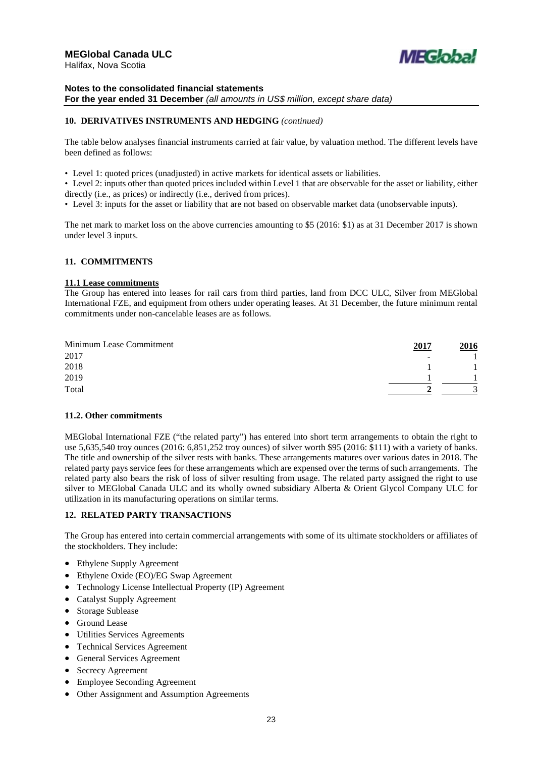## 10. DERIVATIVES INSTRUMENTS AND HEDGING *(continued)*

The table below analyses financial instruments carried at fair value, by valuation method. The different levels have been defined as follows:

- Level 1: quoted prices (unadjusted) in active markets for identical assets or liabilities.
- Level 2: inputs other than quoted prices included within Level 1 that are observable for the asset or liability, either directly (i.e., as prices) or indirectly (i.e., derived from prices).
- Level 3: inputs for the asset or liability that are not based on observable market data (unobservable inputs).

The net mark to market loss on the above currencies amounting to \$5 (2016: \$1) as at 31 December 2017 is shown under level 3 inputs.

## 11. COMMITMENTS

### 11.1 Lease commitments

The Group has entered into leases for rail cars from third parties, land from DCC ULC, Silver from MEGlobal International FZE, and equipment from others under operating leases. At 31 December, the future minimum rental commitments under non-cancelable leases are as follows.

| Minimum Lease Commitment | 2017 | 2016 |
|---|---|---|
| 2017 | - | 1 |
| 2018 | 1 | 1 |
| 2019 | 1 | 1 |
| Total | **2** | 3 |

### 11.2. Other commitments

MEGlobal International FZE ("the related party") has entered into short term arrangements to obtain the right to use 5,635,540 troy ounces (2016: 6,851,252 troy ounces) of silver worth \$95 (2016: \$111) with a variety of banks. The title and ownership of the silver rests with banks. These arrangements matures over various dates in 2018. The related party pays service fees for these arrangements which are expensed over the terms of such arrangements. The related party also bears the risk of loss of silver resulting from usage. The related party assigned the right to use silver to MEGlobal Canada ULC and its wholly owned subsidiary Alberta & Orient Glycol Company ULC for utilization in its manufacturing operations on similar terms.

## 12. RELATED PARTY TRANSACTIONS

The Group has entered into certain commercial arrangements with some of its ultimate stockholders or affiliates of the stockholders. They include:

- Ethylene Supply Agreement
- Ethylene Oxide (EO)/EG Swap Agreement
- Technology License Intellectual Property (IP) Agreement
- Catalyst Supply Agreement
- Storage Sublease
- Ground Lease
- Utilities Services Agreements
- Technical Services Agreement
- General Services Agreement
- Secrecy Agreement
- Employee Seconding Agreement
- Other Assignment and Assumption Agreements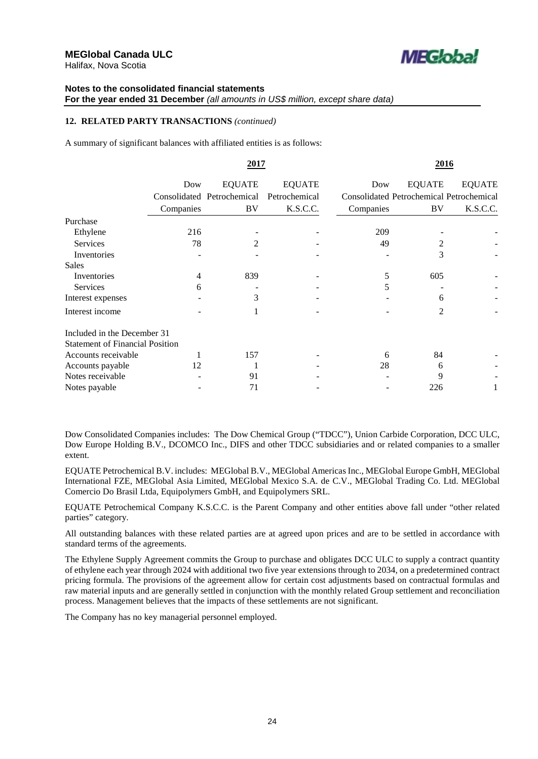## 12. RELATED PARTY TRANSACTIONS *(continued)*

A summary of significant balances with affiliated entities is as follows:

| | 2017 | | | 2016 | | |
|---|---|---|---|---|---|---|
| | Dow Consolidated Companies | EQUATE Petrochemical BV | EQUATE Petrochemical K.S.C.C. | Dow Consolidated Companies | EQUATE Petrochemical BV | EQUATE Petrochemical K.S.C.C. |
| Purchase | | | | | | |
| Ethylene | 216 | - | - | 209 | - | - |
| Services | 78 | 2 | - | 49 | 2 | - |
| Inventories | - | - | - | - | 3 | - |
| Sales | | | | | | |
| Inventories | 4 | 839 | - | 5 | 605 | - |
| Services | 6 | - | - | 5 | - | - |
| Interest expenses | - | 3 | - | - | 6 | - |
| Interest income | - | 1 | - | - | 2 | - |
| Included in the December 31 Statement of Financial Position | | | | | | |
| Accounts receivable | 1 | 157 | - | 6 | 84 | - |
| Accounts payable | 12 | 1 | - | 28 | 6 | - |
| Notes receivable | - | 91 | - | - | 9 | - |
| Notes payable | - | 71 | - | - | 226 | 1 |

Dow Consolidated Companies includes: The Dow Chemical Group ("TDCC"), Union Carbide Corporation, DCC ULC, Dow Europe Holding B.V., DCOMCO Inc., DIFS and other TDCC subsidiaries and or related companies to a smaller extent.

EQUATE Petrochemical B.V. includes: MEGlobal B.V., MEGlobal Americas Inc., MEGlobal Europe GmbH, MEGlobal International FZE, MEGlobal Asia Limited, MEGlobal Mexico S.A. de C.V., MEGlobal Trading Co. Ltd. MEGlobal Comercio Do Brasil Ltda, Equipolymers GmbH, and Equipolymers SRL.

EQUATE Petrochemical Company K.S.C.C. is the Parent Company and other entities above fall under "other related parties" category.

All outstanding balances with these related parties are at agreed upon prices and are to be settled in accordance with standard terms of the agreements.

The Ethylene Supply Agreement commits the Group to purchase and obligates DCC ULC to supply a contract quantity of ethylene each year through 2024 with additional two five year extensions through to 2034, on a predetermined contract pricing formula. The provisions of the agreement allow for certain cost adjustments based on contractual formulas and raw material inputs and are generally settled in conjunction with the monthly related Group settlement and reconciliation process. Management believes that the impacts of these settlements are not significant.

The Company has no key managerial personnel employed.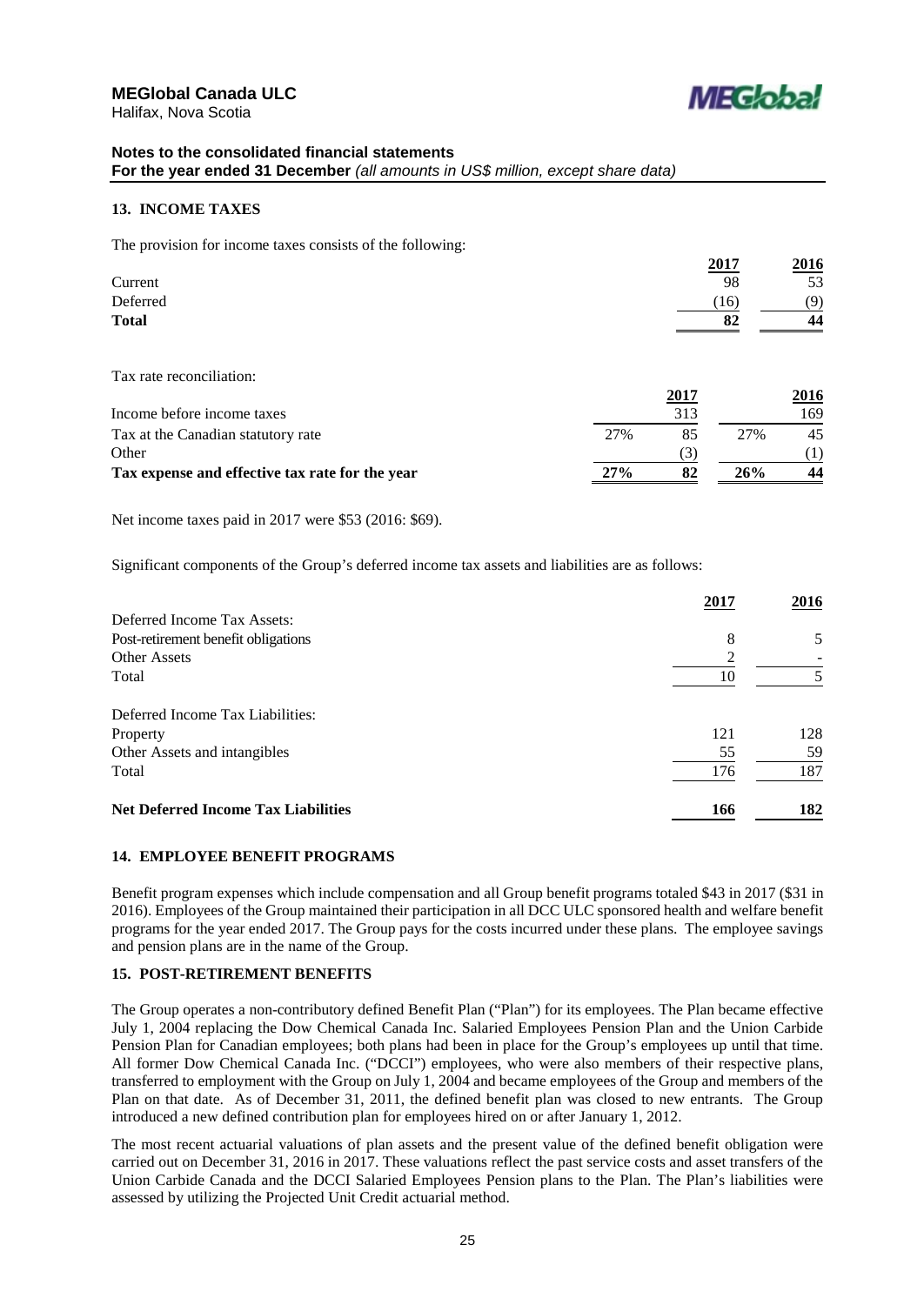## 13. INCOME TAXES

The provision for income taxes consists of the following:

| | 2017 | 2016 |
|---|---|---|
| Current | 98 | 53 |
| Deferred | (16) | (9) |
| **Total** | **82** | **44** |

Tax rate reconciliation:

| | | 2017 | | 2016 |
|---|---|---|---|---|
| Income before income taxes | | 313 | | 169 |
| Tax at the Canadian statutory rate | 27% | 85 | 27% | 45 |
| Other | | (3) | | (1) |
| **Tax expense and effective tax rate for the year** | **27%** | **82** | **26%** | **44** |

Net income taxes paid in 2017 were $53 (2016: $69).

Significant components of the Group's deferred income tax assets and liabilities are as follows:

| | 2017 | 2016 |
|---|---|---|
| Deferred Income Tax Assets: | | |
| Post-retirement benefit obligations | 8 | 5 |
| Other Assets | 2 | - |
| Total | 10 | 5 |
| Deferred Income Tax Liabilities: | | |
| Property | 121 | 128 |
| Other Assets and intangibles | 55 | 59 |
| Total | 176 | 187 |
| **Net Deferred Income Tax Liabilities** | **166** | **182** |

## 14. EMPLOYEE BENEFIT PROGRAMS

Benefit program expenses which include compensation and all Group benefit programs totaled $43 in 2017 ($31 in 2016). Employees of the Group maintained their participation in all DCC ULC sponsored health and welfare benefit programs for the year ended 2017. The Group pays for the costs incurred under these plans. The employee savings and pension plans are in the name of the Group.

## 15. POST-RETIREMENT BENEFITS

The Group operates a non-contributory defined Benefit Plan ("Plan") for its employees. The Plan became effective July 1, 2004 replacing the Dow Chemical Canada Inc. Salaried Employees Pension Plan and the Union Carbide Pension Plan for Canadian employees; both plans had been in place for the Group's employees up until that time. All former Dow Chemical Canada Inc. ("DCCI") employees, who were also members of their respective plans, transferred to employment with the Group on July 1, 2004 and became employees of the Group and members of the Plan on that date. As of December 31, 2011, the defined benefit plan was closed to new entrants. The Group introduced a new defined contribution plan for employees hired on or after January 1, 2012.

The most recent actuarial valuations of plan assets and the present value of the defined benefit obligation were carried out on December 31, 2016 in 2017. These valuations reflect the past service costs and asset transfers of the Union Carbide Canada and the DCCI Salaried Employees Pension plans to the Plan. The Plan's liabilities were assessed by utilizing the Projected Unit Credit actuarial method.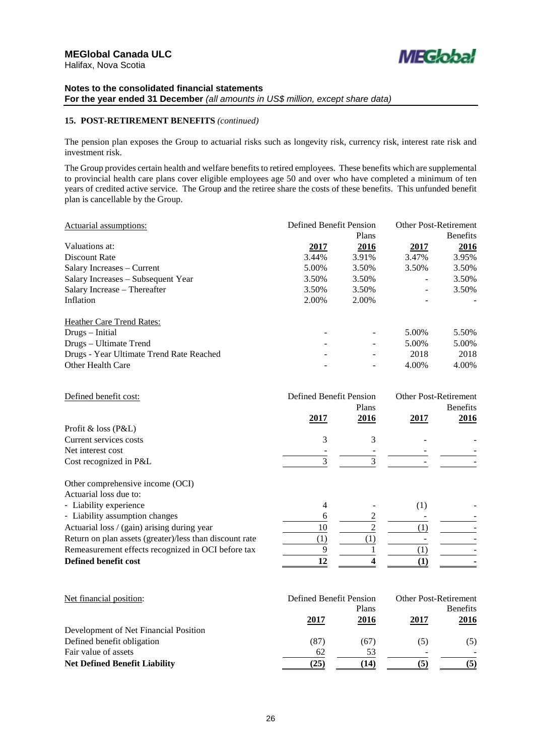**MEGlobal Canada ULC**
Halifax, Nova Scotia

**Notes to the consolidated financial statements**
**For the year ended 31 December** *(all amounts in US$ million, except share data)*

### 15. POST-RETIREMENT BENEFITS *(continued)*

The pension plan exposes the Group to actuarial risks such as longevity risk, currency risk, interest rate risk and investment risk.

The Group provides certain health and welfare benefits to retired employees. These benefits which are supplemental to provincial health care plans cover eligible employees age 50 and over who have completed a minimum of ten years of credited active service. The Group and the retiree share the costs of these benefits. This unfunded benefit plan is cancellable by the Group.

| Actuarial assumptions: | Defined Benefit Pension Plans | | Other Post-Retirement Benefits | |
|---|---|---|---|---|
| Valuations at: | **2017** | **2016** | **2017** | **2016** |
| Discount Rate | 3.44% | 3.91% | 3.47% | 3.95% |
| Salary Increases – Current | 5.00% | 3.50% | 3.50% | 3.50% |
| Salary Increases – Subsequent Year | 3.50% | 3.50% | - | 3.50% |
| Salary Increase – Thereafter | 3.50% | 3.50% | - | 3.50% |
| Inflation | 2.00% | 2.00% | - | - |
| | | | | |
| Heather Care Trend Rates: | | | | |
| Drugs – Initial | - | - | 5.00% | 5.50% |
| Drugs – Ultimate Trend | - | - | 5.00% | 5.00% |
| Drugs - Year Ultimate Trend Rate Reached | - | - | 2018 | 2018 |
| Other Health Care | - | - | 4.00% | 4.00% |

| Defined benefit cost: | Defined Benefit Pension Plans | | Other Post-Retirement Benefits | |
|---|---|---|---|---|
| | **2017** | **2016** | **2017** | **2016** |
| Profit & loss (P&L) | | | | |
| Current services costs | 3 | 3 | - | - |
| Net interest cost | - | - | - | - |
| Cost recognized in P&L | 3 | 3 | - | - |
| | | | | |
| Other comprehensive income (OCI) | | | | |
| Actuarial loss due to: | | | | |
| - Liability experience | 4 | - | (1) | - |
| - Liability assumption changes | 6 | 2 | - | - |
| Actuarial loss / (gain) arising during year | 10 | 2 | (1) | - |
| Return on plan assets (greater)/less than discount rate | (1) | (1) | - | - |
| Remeasurement effects recognized in OCI before tax | 9 | 1 | (1) | - |
| **Defined benefit cost** | **12** | **4** | **(1)** | **-** |

| Net financial position: | Defined Benefit Pension Plans | | Other Post-Retirement Benefits | |
|---|---|---|---|---|
| | **2017** | **2016** | **2017** | **2016** |
| Development of Net Financial Position | | | | |
| Defined benefit obligation | (87) | (67) | (5) | (5) |
| Fair value of assets | 62 | 53 | - | - |
| **Net Defined Benefit Liability** | **(25)** | **(14)** | **(5)** | **(5)** |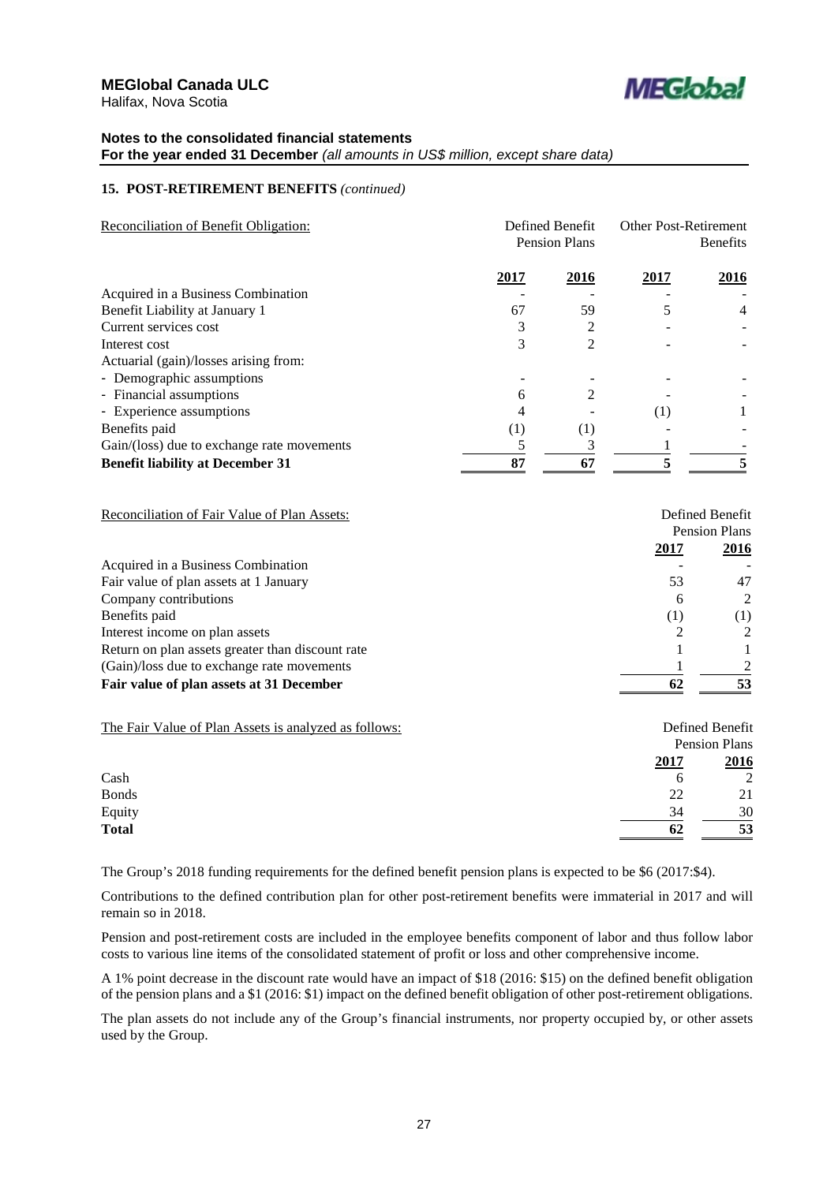**MEGlobal Canada ULC**
Halifax, Nova Scotia

**Notes to the consolidated financial statements**
**For the year ended 31 December** *(all amounts in US$ million, except share data)*

## 15. POST-RETIREMENT BENEFITS *(continued)*

| Reconciliation of Benefit Obligation: | Defined Benefit Pension Plans | | Other Post-Retirement Benefits | |
|---|---|---|---|---|
| | **2017** | **2016** | **2017** | **2016** |
| Acquired in a Business Combination | - | - | - | - |
| Benefit Liability at January 1 | 67 | 59 | 5 | 4 |
| Current services cost | 3 | 2 | - | - |
| Interest cost | 3 | 2 | - | - |
| Actuarial (gain)/losses arising from: | | | | |
| - Demographic assumptions | - | - | - | - |
| - Financial assumptions | 6 | 2 | - | - |
| - Experience assumptions | 4 | - | (1) | 1 |
| Benefits paid | (1) | (1) | - | - |
| Gain/(loss) due to exchange rate movements | 5 | 3 | 1 | - |
| **Benefit liability at December 31** | **87** | **67** | **5** | **5** |

| Reconciliation of Fair Value of Plan Assets: | Defined Benefit Pension Plans | |
|---|---|---|
| | **2017** | **2016** |
| Acquired in a Business Combination | - | - |
| Fair value of plan assets at 1 January | 53 | 47 |
| Company contributions | 6 | 2 |
| Benefits paid | (1) | (1) |
| Interest income on plan assets | 2 | 2 |
| Return on plan assets greater than discount rate | 1 | 1 |
| (Gain)/loss due to exchange rate movements | 1 | 2 |
| **Fair value of plan assets at 31 December** | **62** | **53** |

| The Fair Value of Plan Assets is analyzed as follows: | Defined Benefit Pension Plans | |
|---|---|---|
| | **2017** | **2016** |
| Cash | 6 | 2 |
| Bonds | 22 | 21 |
| Equity | 34 | 30 |
| **Total** | **62** | **53** |

The Group's 2018 funding requirements for the defined benefit pension plans is expected to be $6 (2017:$4).

Contributions to the defined contribution plan for other post-retirement benefits were immaterial in 2017 and will remain so in 2018.

Pension and post-retirement costs are included in the employee benefits component of labor and thus follow labor costs to various line items of the consolidated statement of profit or loss and other comprehensive income.

A 1% point decrease in the discount rate would have an impact of $18 (2016: $15) on the defined benefit obligation of the pension plans and a $1 (2016: $1) impact on the defined benefit obligation of other post-retirement obligations.

The plan assets do not include any of the Group's financial instruments, nor property occupied by, or other assets used by the Group.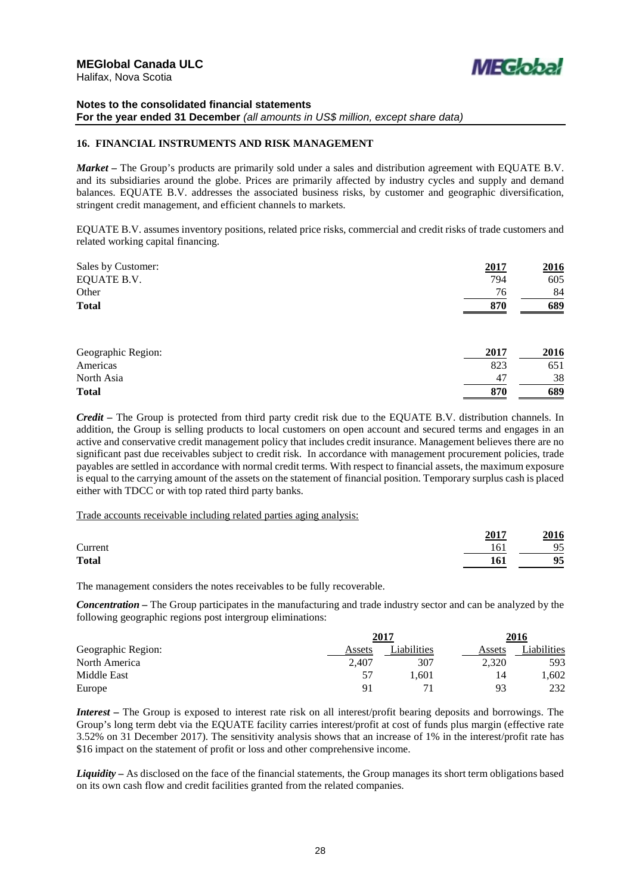## 16. FINANCIAL INSTRUMENTS AND RISK MANAGEMENT

***Market*** **–** The Group's products are primarily sold under a sales and distribution agreement with EQUATE B.V. and its subsidiaries around the globe. Prices are primarily affected by industry cycles and supply and demand balances. EQUATE B.V. addresses the associated business risks, by customer and geographic diversification, stringent credit management, and efficient channels to markets.

EQUATE B.V. assumes inventory positions, related price risks, commercial and credit risks of trade customers and related working capital financing.

| Sales by Customer: | 2017 | 2016 |
|---|---|---|
| EQUATE B.V. | 794 | 605 |
| Other | 76 | 84 |
| **Total** | **870** | **689** |

| Geographic Region: | 2017 | 2016 |
|---|---|---|
| Americas | 823 | 651 |
| North Asia | 47 | 38 |
| **Total** | **870** | **689** |

***Credit*** **–** The Group is protected from third party credit risk due to the EQUATE B.V. distribution channels. In addition, the Group is selling products to local customers on open account and secured terms and engages in an active and conservative credit management policy that includes credit insurance. Management believes there are no significant past due receivables subject to credit risk. In accordance with management procurement policies, trade payables are settled in accordance with normal credit terms. With respect to financial assets, the maximum exposure is equal to the carrying amount of the assets on the statement of financial position. Temporary surplus cash is placed either with TDCC or with top rated third party banks.

Trade accounts receivable including related parties aging analysis:

| | 2017 | 2016 |
|---|---|---|
| Current | 161 | 95 |
| **Total** | **161** | **95** |

The management considers the notes receivables to be fully recoverable.

***Concentration*** **–** The Group participates in the manufacturing and trade industry sector and can be analyzed by the following geographic regions post intergroup eliminations:

| | 2017 | | 2016 | |
|---|---|---|---|---|
| Geographic Region: | Assets | Liabilities | Assets | Liabilities |
| North America | 2,407 | 307 | 2,320 | 593 |
| Middle East | 57 | 1,601 | 14 | 1,602 |
| Europe | 91 | 71 | 93 | 232 |

***Interest*** **–** The Group is exposed to interest rate risk on all interest/profit bearing deposits and borrowings. The Group's long term debt via the EQUATE facility carries interest/profit at cost of funds plus margin (effective rate 3.52% on 31 December 2017). The sensitivity analysis shows that an increase of 1% in the interest/profit rate has $16 impact on the statement of profit or loss and other comprehensive income.

***Liquidity*** **–** As disclosed on the face of the financial statements, the Group manages its short term obligations based on its own cash flow and credit facilities granted from the related companies.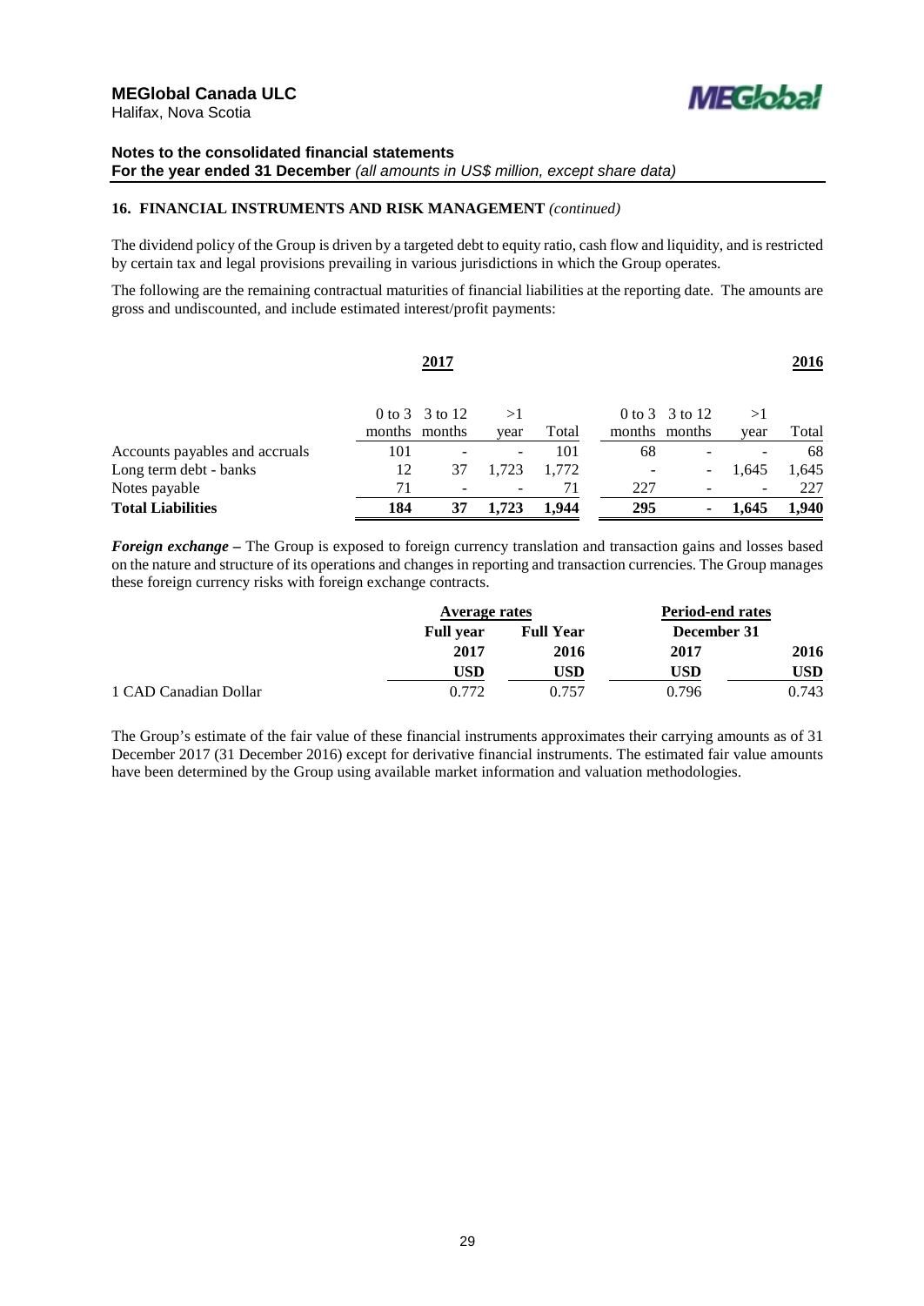**MEGlobal Canada ULC**
Halifax, Nova Scotia

**Notes to the consolidated financial statements**
**For the year ended 31 December** *(all amounts in US$ million, except share data)*

## 16. FINANCIAL INSTRUMENTS AND RISK MANAGEMENT *(continued)*

The dividend policy of the Group is driven by a targeted debt to equity ratio, cash flow and liquidity, and is restricted by certain tax and legal provisions prevailing in various jurisdictions in which the Group operates.

The following are the remaining contractual maturities of financial liabilities at the reporting date. The amounts are gross and undiscounted, and include estimated interest/profit payments:

| | 2017 | | | | 2016 | | | |
|---|---|---|---|---|---|---|---|---|
| | 0 to 3 months | 3 to 12 months | >1 year | Total | 0 to 3 months | 3 to 12 months | >1 year | Total |
| Accounts payables and accruals | 101 | - | - | 101 | 68 | - | - | 68 |
| Long term debt - banks | 12 | 37 | 1,723 | 1,772 | - | - | 1,645 | 1,645 |
| Notes payable | 71 | - | - | 71 | 227 | - | - | 227 |
| **Total Liabilities** | **184** | **37** | **1,723** | **1,944** | **295** | **-** | **1,645** | **1,940** |

***Foreign exchange –*** The Group is exposed to foreign currency translation and transaction gains and losses based on the nature and structure of its operations and changes in reporting and transaction currencies. The Group manages these foreign currency risks with foreign exchange contracts.

| | Average rates | | Period-end rates | |
|---|---|---|---|---|
| | Full year | Full Year | December 31 | |
| | 2017 | 2016 | 2017 | 2016 |
| | USD | USD | USD | USD |
| 1 CAD Canadian Dollar | 0.772 | 0.757 | 0.796 | 0.743 |

The Group's estimate of the fair value of these financial instruments approximates their carrying amounts as of 31 December 2017 (31 December 2016) except for derivative financial instruments. The estimated fair value amounts have been determined by the Group using available market information and valuation methodologies.